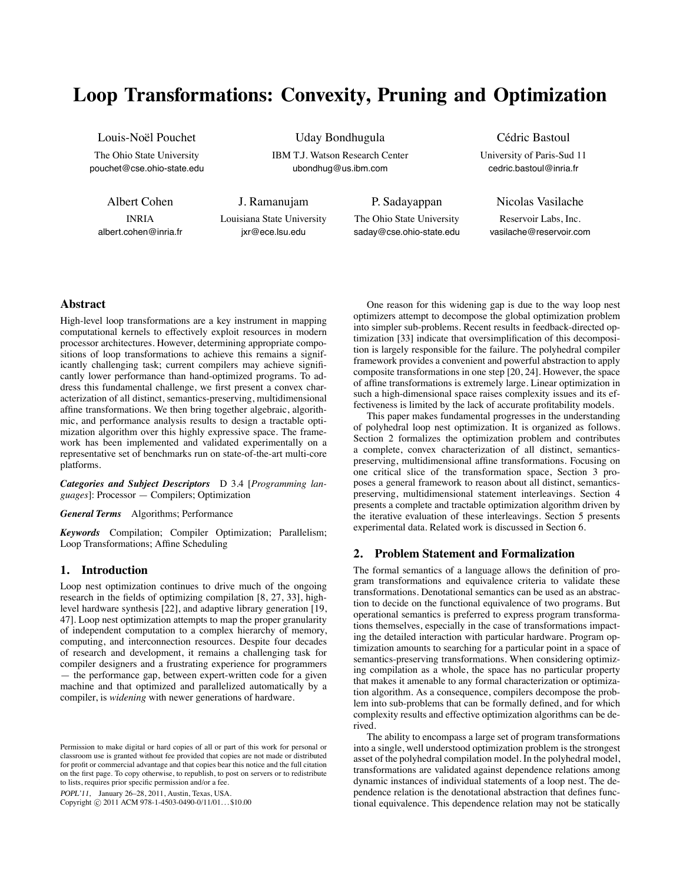# Loop Transformations: Convexity, Pruning and Optimization

Louis-Noël Pouchet
The Ohio State University
pouchet@cse.ohio-state.edu

Uday Bondhugula
IBM T.J. Watson Research Center
ubondhug@us.ibm.com

Cédric Bastoul
University of Paris-Sud 11
cedric.bastoul@inria.fr

Albert Cohen
INRIA
albert.cohen@inria.fr

J. Ramanujam
Louisiana State University
jxr@ece.lsu.edu

P. Sadayappan
The Ohio State University
saday@cse.ohio-state.edu

Nicolas Vasilache
Reservoir Labs, Inc.
vasilache@reservoir.com

## Abstract

High-level loop transformations are a key instrument in mapping computational kernels to effectively exploit resources in modern processor architectures. However, determining appropriate compositions of loop transformations to achieve this remains a significantly challenging task; current compilers may achieve significantly lower performance than hand-optimized programs. To address this fundamental challenge, we first present a convex characterization of all distinct, semantics-preserving, multidimensional affine transformations. We then bring together algebraic, algorithmic, and performance analysis results to design a tractable optimization algorithm over this highly expressive space. The framework has been implemented and validated experimentally on a representative set of benchmarks run on state-of-the-art multi-core platforms.

***Categories and Subject Descriptors*** D 3.4 [*Programming languages*]: Processor — Compilers; Optimization

***General Terms*** Algorithms; Performance

***Keywords*** Compilation; Compiler Optimization; Parallelism; Loop Transformations; Affine Scheduling

## 1. Introduction

Loop nest optimization continues to drive much of the ongoing research in the fields of optimizing compilation [8, 27, 33], high-level hardware synthesis [22], and adaptive library generation [19, 47]. Loop nest optimization attempts to map the proper granularity of independent computation to a complex hierarchy of memory, computing, and interconnection resources. Despite four decades of research and development, it remains a challenging task for compiler designers and a frustrating experience for programmers — the performance gap, between expert-written code for a given machine and that optimized and parallelized automatically by a compiler, is *widening* with newer generations of hardware.

One reason for this widening gap is due to the way loop nest optimizers attempt to decompose the global optimization problem into simpler sub-problems. Recent results in feedback-directed optimization [33] indicate that oversimplification of this decomposition is largely responsible for the failure. The polyhedral compiler framework provides a convenient and powerful abstraction to apply composite transformations in one step [20, 24]. However, the space of affine transformations is extremely large. Linear optimization in such a high-dimensional space raises complexity issues and its effectiveness is limited by the lack of accurate profitability models.

This paper makes fundamental progresses in the understanding of polyhedral loop nest optimization. It is organized as follows. Section 2 formalizes the optimization problem and contributes a complete, convex characterization of all distinct, semantics-preserving, multidimensional affine transformations. Focusing on one critical slice of the transformation space, Section 3 proposes a general framework to reason about all distinct, semantics-preserving, multidimensional statement interleavings. Section 4 presents a complete and tractable optimization algorithm driven by the iterative evaluation of these interleavings. Section 5 presents experimental data. Related work is discussed in Section 6.

## 2. Problem Statement and Formalization

The formal semantics of a language allows the definition of program transformations and equivalence criteria to validate these transformations. Denotational semantics can be used as an abstraction to decide on the functional equivalence of two programs. But operational semantics is preferred to express program transformations themselves, especially in the case of transformations impacting the detailed interaction with particular hardware. Program optimization amounts to searching for a particular point in a space of semantics-preserving transformations. When considering optimizing compilation as a whole, the space has no particular property that makes it amenable to any formal characterization or optimization algorithm. As a consequence, compilers decompose the problem into sub-problems that can be formally defined, and for which complexity results and effective optimization algorithms can be derived.

The ability to encompass a large set of program transformations into a single, well understood optimization problem is the strongest asset of the polyhedral compilation model. In the polyhedral model, transformations are validated against dependence relations among dynamic instances of individual statements of a loop nest. The dependence relation is the denotational abstraction that defines functional equivalence. This dependence relation may not be statically

Permission to make digital or hard copies of all or part of this work for personal or classroom use is granted without fee provided that copies are not made or distributed for profit or commercial advantage and that copies bear this notice and the full citation on the first page. To copy otherwise, to republish, to post on servers or to redistribute to lists, requires prior specific permission and/or a fee.

*POPL'11,* January 26–28, 2011, Austin, Texas, USA.
Copyright © 2011 ACM 978-1-4503-0490-0/11/01...$10.00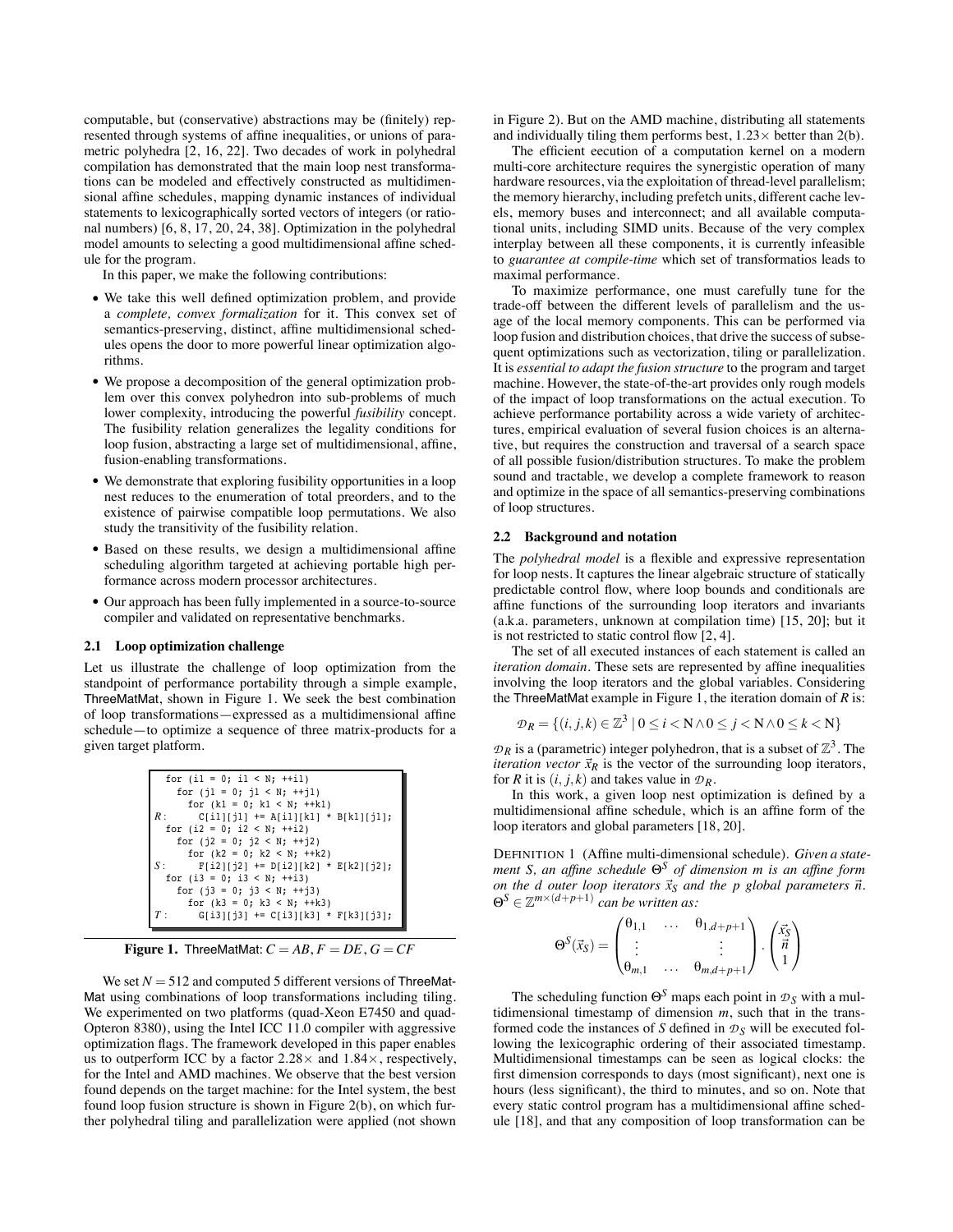computable, but (conservative) abstractions may be (finitely) represented through systems of affine inequalities, or unions of parametric polyhedra [2, 16, 22]. Two decades of work in polyhedral compilation has demonstrated that the main loop nest transformations can be modeled and effectively constructed as multidimensional affine schedules, mapping dynamic instances of individual statements to lexicographically sorted vectors of integers (or rational numbers) [6, 8, 17, 20, 24, 38]. Optimization in the polyhedral model amounts to selecting a good multidimensional affine schedule for the program.

In this paper, we make the following contributions:

- We take this well defined optimization problem, and provide a *complete, convex formalization* for it. This convex set of semantics-preserving, distinct, affine multidimensional schedules opens the door to more powerful linear optimization algorithms.
- We propose a decomposition of the general optimization problem over this convex polyhedron into sub-problems of much lower complexity, introducing the powerful *fusibility* concept. The fusibility relation generalizes the legality conditions for loop fusion, abstracting a large set of multidimensional, affine, fusion-enabling transformations.
- We demonstrate that exploring fusibility opportunities in a loop nest reduces to the enumeration of total preorders, and to the existence of pairwise compatible loop permutations. We also study the transitivity of the fusibility relation.
- Based on these results, we design a multidimensional affine scheduling algorithm targeted at achieving portable high performance across modern processor architectures.
- Our approach has been fully implemented in a source-to-source compiler and validated on representative benchmarks.

### 2.1 Loop optimization challenge

Let us illustrate the challenge of loop optimization from the standpoint of performance portability through a simple example, ThreeMatMat, shown in Figure 1. We seek the best combination of loop transformations—expressed as a multidimensional affine schedule—to optimize a sequence of three matrix-products for a given target platform.

```
   for (i1 = 0; i1 < N; ++i1)
     for (j1 = 0; j1 < N; ++j1)
       for (k1 = 0; k1 < N; ++k1)
R:        C[i1][j1] += A[i1][k1] * B[k1][j1];
   for (i2 = 0; i2 < N; ++i2)
     for (j2 = 0; j2 < N; ++j2)
       for (k2 = 0; k2 < N; ++k2)
S:        F[i2][j2] += D[i2][k2] * E[k2][j2];
   for (i3 = 0; i3 < N; ++i3)
     for (j3 = 0; j3 < N; ++j3)
       for (k3 = 0; k3 < N; ++k3)
T:        G[i3][j3] += C[i3][k3] * F[k3][j3];
```

**Figure 1.** ThreeMatMat: $C = AB$, $F = DE$, $G = CF$

We set $N = 512$ and computed 5 different versions of ThreeMatMat using combinations of loop transformations including tiling. We experimented on two platforms (quad-Xeon E7450 and quad-Opteron 8380), using the Intel ICC 11.0 compiler with aggressive optimization flags. The framework developed in this paper enables us to outperform ICC by a factor $2.28\times$ and $1.84\times$, respectively, for the Intel and AMD machines. We observe that the best version found depends on the target machine: for the Intel system, the best found loop fusion structure is shown in Figure 2(b), on which further polyhedral tiling and parallelization were applied (not shown in Figure 2). But on the AMD machine, distributing all statements and individually tiling them performs best, $1.23\times$ better than 2(b).

The efficient eecution of a computation kernel on a modern multi-core architecture requires the synergistic operation of many hardware resources, via the exploitation of thread-level parallelism; the memory hierarchy, including prefetch units, different cache levels, memory buses and interconnect; and all available computational units, including SIMD units. Because of the very complex interplay between all these components, it is currently infeasible to *guarantee at compile-time* which set of transformatios leads to maximal performance.

To maximize performance, one must carefully tune for the trade-off between the different levels of parallelism and the usage of the local memory components. This can be performed via loop fusion and distribution choices, that drive the success of subsequent optimizations such as vectorization, tiling or parallelization. It is *essential to adapt the fusion structure* to the program and target machine. However, the state-of-the-art provides only rough models of the impact of loop transformations on the actual execution. To achieve performance portability across a wide variety of architectures, empirical evaluation of several fusion choices is an alternative, but requires the construction and traversal of a search space of all possible fusion/distribution structures. To make the problem sound and tractable, we develop a complete framework to reason and optimize in the space of all semantics-preserving combinations of loop structures.

### 2.2 Background and notation

The *polyhedral model* is a flexible and expressive representation for loop nests. It captures the linear algebraic structure of statically predictable control flow, where loop bounds and conditionals are affine functions of the surrounding loop iterators and invariants (a.k.a. parameters, unknown at compilation time) [15, 20]; but it is not restricted to static control flow [2, 4].

The set of all executed instances of each statement is called an *iteration domain*. These sets are represented by affine inequalities involving the loop iterators and the global variables. Considering the ThreeMatMat example in Figure 1, the iteration domain of $R$ is:

$$\mathcal{D}_R = \{(i, j, k) \in \mathbb{Z}^3 \mid 0 \leq i < \mathrm{N} \wedge 0 \leq j < \mathrm{N} \wedge 0 \leq k < \mathrm{N}\}$$

$\mathcal{D}_R$ is a (parametric) integer polyhedron, that is a subset of $\mathbb{Z}^3$. The *iteration vector* $\vec{x}_R$ is the vector of the surrounding loop iterators, for $R$ it is $(i, j, k)$ and takes value in $\mathcal{D}_R$.

In this work, a given loop nest optimization is defined by a multidimensional affine schedule, which is an affine form of the loop iterators and global parameters [18, 20].

DEFINITION 1 (Affine multi-dimensional schedule). *Given a statement $S$, an affine schedule $\Theta^S$ of dimension $m$ is an affine form on the $d$ outer loop iterators $\vec{x}_S$ and the $p$ global parameters $\vec{n}$. $\Theta^S \in \mathbb{Z}^{m \times (d+p+1)}$ can be written as:*

$$\Theta^S(\vec{x}_S) = \begin{pmatrix} \theta_{1,1} & \dots & \theta_{1,d+p+1} \\ \vdots & & \vdots \\ \theta_{m,1} & \dots & \theta_{m,d+p+1} \end{pmatrix} . \begin{pmatrix} \vec{x}_S \\ \vec{n} \\ 1 \end{pmatrix}$$

The scheduling function $\Theta^S$ maps each point in $\mathcal{D}_S$ with a multidimensional timestamp of dimension $m$, such that in the transformed code the instances of $S$ defined in $\mathcal{D}_S$ will be executed following the lexicographic ordering of their associated timestamp. Multidimensional timestamps can be seen as logical clocks: the first dimension corresponds to days (most significant), next one is hours (less significant), the third to minutes, and so on. Note that every static control program has a multidimensional affine schedule [18], and that any composition of loop transformation can be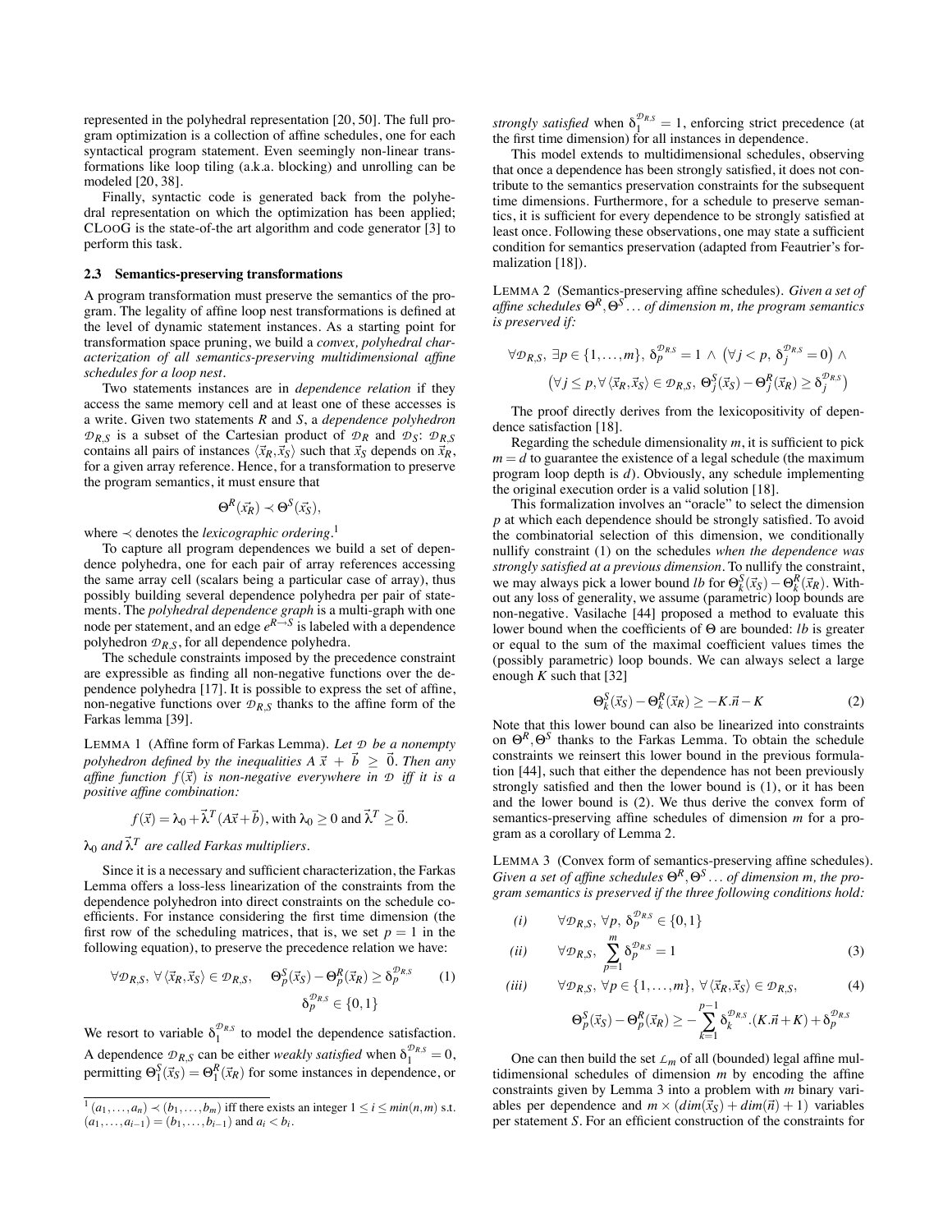represented in the polyhedral representation [20, 50]. The full program optimization is a collection of affine schedules, one for each syntactical program statement. Even seemingly non-linear transformations like loop tiling (a.k.a. blocking) and unrolling can be modeled [20, 38].

Finally, syntactic code is generated back from the polyhedral representation on which the optimization has been applied; CLooG is the state-of-the art algorithm and code generator [3] to perform this task.

### 2.3 Semantics-preserving transformations

A program transformation must preserve the semantics of the program. The legality of affine loop nest transformations is defined at the level of dynamic statement instances. As a starting point for transformation space pruning, we build a *convex, polyhedral characterization of all semantics-preserving multidimensional affine schedules for a loop nest*.

Two statements instances are in *dependence relation* if they access the same memory cell and at least one of these accesses is a write. Given two statements $R$ and $S$, a *dependence polyhedron* $\mathcal{D}_{R,S}$ is a subset of the Cartesian product of $\mathcal{D}_R$ and $\mathcal{D}_S$: $\mathcal{D}_{R,S}$ contains all pairs of instances $\langle \vec{x}_R, \vec{x}_S \rangle$ such that $\vec{x}_S$ depends on $\vec{x}_R$, for a given array reference. Hence, for a transformation to preserve the program semantics, it must ensure that

$$\Theta^R(\vec{x}_R) \prec \Theta^S(\vec{x}_S),$$

where $\prec$ denotes the *lexicographic ordering*.[1]

To capture all program dependences we build a set of dependence polyhedra, one for each pair of array references accessing the same array cell (scalars being a particular case of array), thus possibly building several dependence polyhedra per pair of statements. The *polyhedral dependence graph* is a multi-graph with one node per statement, and an edge $e^{R \to S}$ is labeled with a dependence polyhedron $\mathcal{D}_{R,S}$, for all dependence polyhedra.

The schedule constraints imposed by the precedence constraint are expressible as finding all non-negative functions over the dependence polyhedra [17]. It is possible to express the set of affine, non-negative functions over $\mathcal{D}_{R,S}$ thanks to the affine form of the Farkas lemma [39].

LEMMA 1 (Affine form of Farkas Lemma). *Let $\mathcal{D}$ be a nonempty polyhedron defined by the inequalities $A\,\vec{x} + \vec{b} \geq \vec{0}$. Then any affine function $f(\vec{x})$ is non-negative everywhere in $\mathcal{D}$ iff it is a positive affine combination:*

$$f(\vec{x}) = \lambda_0 + \vec{\lambda}^T(A\vec{x} + \vec{b}), \text{with } \lambda_0 \geq 0 \text{ and } \vec{\lambda}^T \geq \vec{0}.$$

*$\lambda_0$ and $\vec{\lambda}^T$ are called Farkas multipliers.*

Since it is a necessary and sufficient characterization, the Farkas Lemma offers a loss-less linearization of the constraints from the dependence polyhedron into direct constraints on the schedule coefficients. For instance considering the first time dimension (the first row of the scheduling matrices, that is, we set $p = 1$ in the following equation), to preserve the precedence relation we have:

$$\forall \mathcal{D}_{R,S},\ \forall \langle \vec{x}_R, \vec{x}_S \rangle \in \mathcal{D}_{R,S},\quad \Theta^S_p(\vec{x}_S) - \Theta^R_p(\vec{x}_R) \geq \delta_p^{\mathcal{D}_{R,S}} \qquad (1)$$
$$\delta_p^{\mathcal{D}_{R,S}} \in \{0,1\}$$

We resort to variable $\delta_1^{\mathcal{D}_{R,S}}$ to model the dependence satisfaction. A dependence $\mathcal{D}_{R,S}$ can be either *weakly satisfied* when $\delta_1^{\mathcal{D}_{R,S}} = 0$, permitting $\Theta^S_1(\vec{x}_S) = \Theta^R_1(\vec{x}_R)$ for some instances in dependence, or *strongly satisfied* when $\delta_1^{\mathcal{D}_{R,S}} = 1$, enforcing strict precedence (at the first time dimension) for all instances in dependence.

This model extends to multidimensional schedules, observing that once a dependence has been strongly satisfied, it does not contribute to the semantics preservation constraints for the subsequent time dimensions. Furthermore, for a schedule to preserve semantics, it is sufficient for every dependence to be strongly satisfied at least once. Following these observations, one may state a sufficient condition for semantics preservation (adapted from Feautrier's formalization [18]).

LEMMA 2 (Semantics-preserving affine schedules). *Given a set of affine schedules $\Theta^R, \Theta^S \ldots$ of dimension $m$, the program semantics is preserved if:*

$$\forall \mathcal{D}_{R,S},\ \exists p \in \{1,\ldots,m\},\ \delta_p^{\mathcal{D}_{R,S}} = 1\ \wedge\ \left(\forall j < p,\ \delta_j^{\mathcal{D}_{R,S}} = 0\right) \wedge$$
$$\left(\forall j \leq p, \forall \langle \vec{x}_R, \vec{x}_S \rangle \in \mathcal{D}_{R,S},\ \Theta^S_j(\vec{x}_S) - \Theta^R_j(\vec{x}_R) \geq \delta_j^{\mathcal{D}_{R,S}}\right)$$

The proof directly derives from the lexicopositivity of dependence satisfaction [18].

Regarding the schedule dimensionality $m$, it is sufficient to pick $m = d$ to guarantee the existence of a legal schedule (the maximum program loop depth is $d$). Obviously, any schedule implementing the original execution order is a valid solution [18].

This formalization involves an "oracle" to select the dimension $p$ at which each dependence should be strongly satisfied. To avoid the combinatorial selection of this dimension, we conditionally nullify constraint (1) on the schedules *when the dependence was strongly satisfied at a previous dimension*. To nullify the constraint, we may always pick a lower bound $lb$ for $\Theta^S_k(\vec{x}_S) - \Theta^R_k(\vec{x}_R)$. Without any loss of generality, we assume (parametric) loop bounds are non-negative. Vasilache [44] proposed a method to evaluate this lower bound when the coefficients of $\Theta$ are bounded: $lb$ is greater or equal to the sum of the maximal coefficient values times the (possibly parametric) loop bounds. We can always select a large enough $K$ such that [32]

$$\Theta^S_k(\vec{x}_S) - \Theta^R_k(\vec{x}_R) \geq -K.\vec{n} - K \qquad (2)$$

Note that this lower bound can also be linearized into constraints on $\Theta^R, \Theta^S$ thanks to the Farkas Lemma. To obtain the schedule constraints we reinsert this lower bound in the previous formulation [44], such that either the dependence has not been previously strongly satisfied and then the lower bound is (1), or it has been and the lower bound is (2). We thus derive the convex form of semantics-preserving affine schedules of dimension $m$ for a program as a corollary of Lemma 2.

LEMMA 3 (Convex form of semantics-preserving affine schedules). *Given a set of affine schedules $\Theta^R, \Theta^S \ldots$ of dimension $m$, the program semantics is preserved if the three following conditions hold:*

$$(i) \qquad \forall \mathcal{D}_{R,S},\ \forall p,\ \delta_p^{\mathcal{D}_{R,S}} \in \{0,1\}$$

$$(ii) \qquad \forall \mathcal{D}_{R,S},\ \sum_{p=1}^{m} \delta_p^{\mathcal{D}_{R,S}} = 1 \qquad (3)$$

$$(iii) \qquad \forall \mathcal{D}_{R,S},\ \forall p \in \{1,\ldots,m\},\ \forall \langle \vec{x}_R, \vec{x}_S \rangle \in \mathcal{D}_{R,S}, \qquad (4)$$
$$\Theta^S_p(\vec{x}_S) - \Theta^R_p(\vec{x}_R) \geq -\sum_{k=1}^{p-1} \delta_k^{\mathcal{D}_{R,S}}.(K.\vec{n} + K) + \delta_p^{\mathcal{D}_{R,S}}$$

One can then build the set $\mathcal{L}_m$ of all (bounded) legal affine multidimensional schedules of dimension $m$ by encoding the affine constraints given by Lemma 3 into a problem with $m$ binary variables per dependence and $m \times (dim(\vec{x}_S) + dim(\vec{n}) + 1)$ variables per statement $S$. For an efficient construction of the constraints for

---

[1] $(a_1,\ldots,a_n) \prec (b_1,\ldots,b_m)$ iff there exists an integer $1 \leq i \leq min(n,m)$ s.t. $(a_1,\ldots,a_{i-1}) = (b_1,\ldots,b_{i-1})$ and $a_i < b_i$.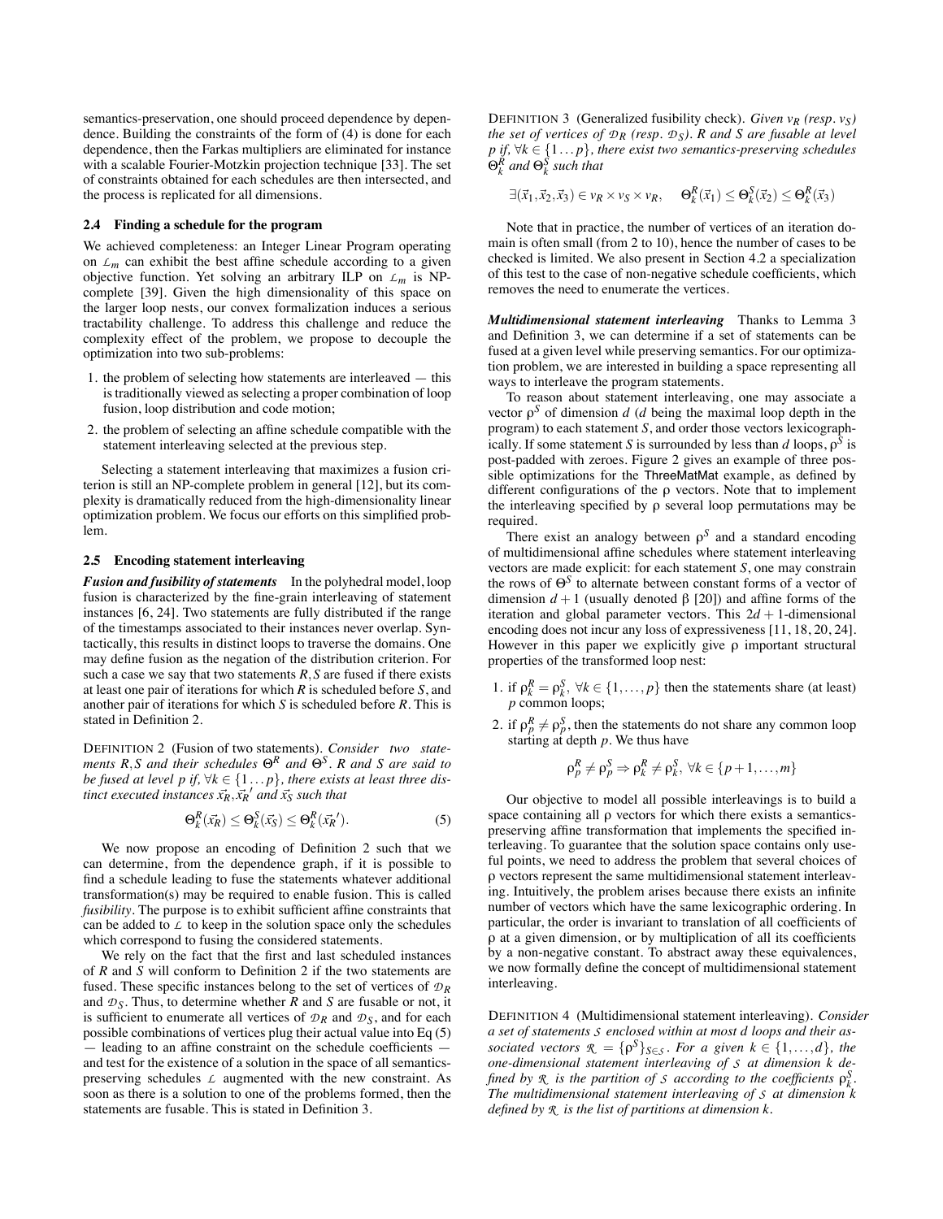semantics-preservation, one should proceed dependence by dependence. Building the constraints of the form of (4) is done for each dependence, then the Farkas multipliers are eliminated for instance with a scalable Fourier-Motzkin projection technique [33]. The set of constraints obtained for each schedules are then intersected, and the process is replicated for all dimensions.

### 2.4 Finding a schedule for the program

We achieved completeness: an Integer Linear Program operating on $\mathcal{L}_m$ can exhibit the best affine schedule according to a given objective function. Yet solving an arbitrary ILP on $\mathcal{L}_m$ is NP-complete [39]. Given the high dimensionality of this space on the larger loop nests, our convex formalization induces a serious tractability challenge. To address this challenge and reduce the complexity effect of the problem, we propose to decouple the optimization into two sub-problems:

1. the problem of selecting how statements are interleaved — this is traditionally viewed as selecting a proper combination of loop fusion, loop distribution and code motion;
2. the problem of selecting an affine schedule compatible with the statement interleaving selected at the previous step.

Selecting a statement interleaving that maximizes a fusion criterion is still an NP-complete problem in general [12], but its complexity is dramatically reduced from the high-dimensionality linear optimization problem. We focus our efforts on this simplified problem.

### 2.5 Encoding statement interleaving

***Fusion and fusibility of statements*** In the polyhedral model, loop fusion is characterized by the fine-grain interleaving of statement instances [6, 24]. Two statements are fully distributed if the range of the timestamps associated to their instances never overlap. Syntactically, this results in distinct loops to traverse the domains. One may define fusion as the negation of the distribution criterion. For such a case we say that two statements $R,S$ are fused if there exists at least one pair of iterations for which $R$ is scheduled before $S$, and another pair of iterations for which $S$ is scheduled before $R$. This is stated in Definition 2.

DEFINITION 2 (Fusion of two statements). *Consider two statements $R,S$ and their schedules $\Theta^R$ and $\Theta^S$. $R$ and $S$ are said to be fused at level $p$ if, $\forall k \in \{1 \dots p\}$, there exists at least three distinct executed instances $\vec{x}_R, \vec{x}_R{}'$ and $\vec{x}_S$ such that*

$$\Theta^R_k(\vec{x}_R) \leq \Theta^S_k(\vec{x}_S) \leq \Theta^R_k(\vec{x}_R{}'). \quad (5)$$

We now propose an encoding of Definition 2 such that we can determine, from the dependence graph, if it is possible to find a schedule leading to fuse the statements whatever additional transformation(s) may be required to enable fusion. This is called *fusibility*. The purpose is to exhibit sufficient affine constraints that can be added to $\mathcal{L}$ to keep in the solution space only the schedules which correspond to fusing the considered statements.

We rely on the fact that the first and last scheduled instances of $R$ and $S$ will conform to Definition 2 if the two statements are fused. These specific instances belong to the set of vertices of $\mathcal{D}_R$ and $\mathcal{D}_S$. Thus, to determine whether $R$ and $S$ are fusable or not, it is sufficient to enumerate all vertices of $\mathcal{D}_R$ and $\mathcal{D}_S$, and for each possible combinations of vertices plug their actual value into Eq (5) — leading to an affine constraint on the schedule coefficients — and test for the existence of a solution in the space of all semantics-preserving schedules $\mathcal{L}$ augmented with the new constraint. As soon as there is a solution to one of the problems formed, then the statements are fusable. This is stated in Definition 3.

DEFINITION 3 (Generalized fusibility check). *Given $v_R$ (resp. $v_S$) the set of vertices of $\mathcal{D}_R$ (resp. $\mathcal{D}_S$). $R$ and $S$ are fusable at level $p$ if, $\forall k \in \{1 \dots p\}$, there exist two semantics-preserving schedules $\Theta^R_k$ and $\Theta^S_k$ such that*

$$\exists(\vec{x}_1, \vec{x}_2, \vec{x}_3) \in v_R \times v_S \times v_R, \quad \Theta^R_k(\vec{x}_1) \leq \Theta^S_k(\vec{x}_2) \leq \Theta^R_k(\vec{x}_3)$$

Note that in practice, the number of vertices of an iteration domain is often small (from 2 to 10), hence the number of cases to be checked is limited. We also present in Section 4.2 a specialization of this test to the case of non-negative schedule coefficients, which removes the need to enumerate the vertices.

***Multidimensional statement interleaving*** Thanks to Lemma 3 and Definition 3, we can determine if a set of statements can be fused at a given level while preserving semantics. For our optimization problem, we are interested in building a space representing all ways to interleave the program statements.

To reason about statement interleaving, one may associate a vector $\rho^S$ of dimension $d$ ($d$ being the maximal loop depth in the program) to each statement $S$, and order those vectors lexicographically. If some statement $S$ is surrounded by less than $d$ loops, $\rho^S$ is post-padded with zeroes. Figure 2 gives an example of three possible optimizations for the ThreeMatMat example, as defined by different configurations of the $\rho$ vectors. Note that to implement the interleaving specified by $\rho$ several loop permutations may be required.

There exist an analogy between $\rho^S$ and a standard encoding of multidimensional affine schedules where statement interleaving vectors are made explicit: for each statement $S$, one may constrain the rows of $\Theta^S$ to alternate between constant forms of a vector of dimension $d+1$ (usually denoted $\beta$ [20]) and affine forms of the iteration and global parameter vectors. This $2d+1$-dimensional encoding does not incur any loss of expressiveness [11, 18, 20, 24]. However in this paper we explicitly give $\rho$ important structural properties of the transformed loop nest:

1. if $\rho^R_k = \rho^S_k$, $\forall k \in \{1,\dots,p\}$ then the statements share (at least) $p$ common loops;
2. if $\rho^R_p \neq \rho^S_p$, then the statements do not share any common loop starting at depth $p$. We thus have

$$\rho^R_p \neq \rho^S_p \Rightarrow \rho^R_k \neq \rho^S_k, \ \forall k \in \{p+1,\dots,m\}$$

Our objective to model all possible interleavings is to build a space containing all $\rho$ vectors for which there exists a semantics-preserving affine transformation that implements the specified interleaving. To guarantee that the solution space contains only useful points, we need to address the problem that several choices of $\rho$ vectors represent the same multidimensional statement interleaving. Intuitively, the problem arises because there exists an infinite number of vectors which have the same lexicographic ordering. In particular, the order is invariant to translation of all coefficients of $\rho$ at a given dimension, or by multiplication of all its coefficients by a non-negative constant. To abstract away these equivalences, we now formally define the concept of multidimensional statement interleaving.

DEFINITION 4 (Multidimensional statement interleaving). *Consider a set of statements $\mathcal{S}$ enclosed within at most $d$ loops and their associated vectors $\mathcal{R} = \{\rho^S\}_{S \in \mathcal{S}}$. For a given $k \in \{1,\dots,d\}$, the one-dimensional statement interleaving of $\mathcal{S}$ at dimension $k$ defined by $\mathcal{R}$ is the partition of $\mathcal{S}$ according to the coefficients $\rho^S_k$. The multidimensional statement interleaving of $\mathcal{S}$ at dimension $k$ defined by $\mathcal{R}$ is the list of partitions at dimension $k$.*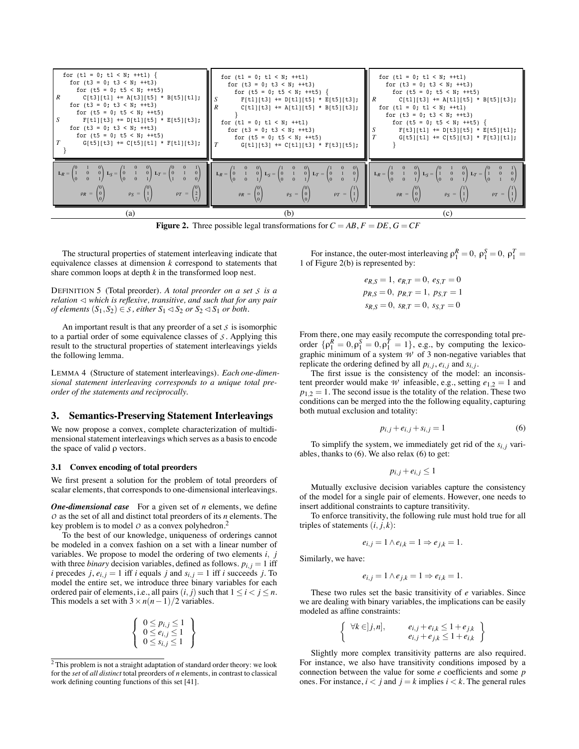```
for (t1 = 0; t1 < N; ++t1) {
  for (t3 = 0; t3 < N; ++t3)
    for (t5 = 0; t5 < N; ++t5)
R     C[t3][t1] += A[t3][t5] * B[t5][t1];
  for (t3 = 0; t3 < N; ++t3)
    for (t5 = 0; t5 < N; ++t5)
S     F[t1][t3] += D[t1][t5] * E[t5][t3];
  for (t3 = 0; t3 < N; ++t3)
    for (t5 = 0; t5 < N; ++t5)
T     G[t5][t3] += C[t5][t1] * F[t1][t3];
}
```

$$\mathbf{L}_R = \begin{pmatrix}0&1&0\\1&0&0\\0&0&1\end{pmatrix}\ \mathbf{L}_S = \begin{pmatrix}1&0&0\\0&1&0\\0&0&1\end{pmatrix}\ \mathbf{L}_T = \begin{pmatrix}0&0&1\\0&1&0\\1&0&0\end{pmatrix}$$

$$\rho_R = \begin{pmatrix}0\\0\\0\end{pmatrix}\quad \rho_S = \begin{pmatrix}0\\1\\1\end{pmatrix}\quad \rho_T = \begin{pmatrix}0\\2\\2\end{pmatrix}$$

(a)

```
for (t1 = 0; t1 < N; ++t1)
  for (t3 = 0; t3 < N; ++t3)
    for (t5 = 0; t5 < N; ++t5) {
S     F[t1][t3] += D[t1][t5] * E[t5][t3];
R     C[t1][t3] += A[t1][t5] * B[t5][t3];
    }
for (t1 = 0; t1 < N; ++t1)
  for (t3 = 0; t3 < N; ++t3)
    for (t5 = 0; t5 < N; ++t5)
T     G[t1][t3] += C[t1][t5] * F[t3][t5];
```

$$\mathbf{L}_R = \begin{pmatrix}1&0&0\\0&1&0\\0&0&1\end{pmatrix}\ \mathbf{L}_S = \begin{pmatrix}1&0&0\\0&1&0\\0&0&1\end{pmatrix}\ \mathbf{L}_T = \begin{pmatrix}1&0&0\\0&1&0\\0&0&1\end{pmatrix}$$

$$\rho_R = \begin{pmatrix}0\\0\\0\end{pmatrix}\quad \rho_S = \begin{pmatrix}0\\0\\0\end{pmatrix}\quad \rho_T = \begin{pmatrix}1\\1\\1\end{pmatrix}$$

(b)

```
for (t1 = 0; t1 < N; ++t1)
  for (t3 = 0; t3 < N; ++t3)
    for (t5 = 0; t5 < N; ++t5)
R     C[t1][t3] += A[t1][t5] * B[t5][t3];
for (t1 = 0; t1 < N; ++t1)
  for (t3 = 0; t3 < N; ++t3)
    for (t5 = 0; t5 < N; ++t5) {
S     F[t3][t1] += D[t3][t5] * E[t5][t1];
T     G[t5][t1] += C[t5][t3] * F[t3][t1];
    }
```

$$\mathbf{L}_R = \begin{pmatrix}1&0&0\\0&1&0\\0&0&1\end{pmatrix}\ \mathbf{L}_S = \begin{pmatrix}0&1&0\\1&0&0\\0&0&1\end{pmatrix}\ \mathbf{L}_T = \begin{pmatrix}0&0&1\\1&0&0\\0&1&0\end{pmatrix}$$

$$\rho_R = \begin{pmatrix}0\\0\\0\end{pmatrix}\quad \rho_S = \begin{pmatrix}1\\1\\1\end{pmatrix}\quad \rho_T = \begin{pmatrix}1\\1\\1\end{pmatrix}$$

(c)

**Figure 2.** Three possible legal transformations for $C = AB$, $F = DE$, $G = CF$

The structural properties of statement interleaving indicate that equivalence classes at dimension $k$ correspond to statements that share common loops at depth $k$ in the transformed loop nest.

DEFINITION 5 (Total preorder). *A total preorder on a set $\mathcal{S}$ is a relation $\lhd$ which is reflexive, transitive, and such that for any pair of elements $(S_1, S_2) \in \mathcal{S}$, either $S_1 \lhd S_2$ or $S_2 \lhd S_1$ or both.*

An important result is that any preorder of a set $\mathcal{S}$ is isomorphic to a partial order of some equivalence classes of $\mathcal{S}$. Applying this result to the structural properties of statement interleavings yields the following lemma.

LEMMA 4 (Structure of statement interleavings). *Each one-dimensional statement interleaving corresponds to a unique total preorder of the statements and reciprocally.*

## 3. Semantics-Preserving Statement Interleavings

We now propose a convex, complete characterization of multidimensional statement interleavings which serves as a basis to encode the space of valid $\rho$ vectors.

### 3.1 Convex encoding of total preorders

We first present a solution for the problem of total preorders of scalar elements, that corresponds to one-dimensional interleavings.

***One-dimensional case*** For a given set of $n$ elements, we define $\mathcal{O}$ as the set of all and distinct total preorders of its $n$ elements. The key problem is to model $\mathcal{O}$ as a convex polyhedron.[2]

To the best of our knowledge, uniqueness of orderings cannot be modeled in a convex fashion on a set with a linear number of variables. We propose to model the ordering of two elements $i$, $j$ with three *binary* decision variables, defined as follows. $p_{i,j} = 1$ iff $i$ precedes $j$, $e_{i,j} = 1$ iff $i$ equals $j$ and $s_{i,j} = 1$ iff $i$ succeeds $j$. To model the entire set, we introduce three binary variables for each ordered pair of elements, i.e., all pairs $(i, j)$ such that $1 \le i < j \le n$. This models a set with $3 \times n(n-1)/2$ variables.

$$\left\{ \begin{array}{l} 0 \le p_{i,j} \le 1 \\ 0 \le e_{i,j} \le 1 \\ 0 \le s_{i,j} \le 1 \end{array} \right\}$$

For instance, the outer-most interleaving $\rho_1^R = 0$, $\rho_1^S = 0$, $\rho_1^T = 1$ of Figure 2(b) is represented by:

$$e_{R,S} = 1,\ e_{R,T} = 0,\ e_{S,T} = 0$$
$$p_{R,S} = 0,\ p_{R,T} = 1,\ p_{S,T} = 1$$
$$s_{R,S} = 0,\ s_{R,T} = 0,\ s_{S,T} = 0$$

From there, one may easily recompute the corresponding total preorder $\{\rho_1^R = 0, \rho_1^S = 0, \rho_1^T = 1\}$, e.g., by computing the lexicographic minimum of a system $\mathcal{W}$ of 3 non-negative variables that replicate the ordering defined by all $p_{i,j}$, $e_{i,j}$ and $s_{i,j}$.

The first issue is the consistency of the model: an inconsistent preorder would make $\mathcal{W}$ infeasible, e.g., setting $e_{1,2} = 1$ and $p_{1,2} = 1$. The second issue is the totality of the relation. These two conditions can be merged into the the following equality, capturing both mutual exclusion and totality:

$$p_{i,j} + e_{i,j} + s_{i,j} = 1 \tag{6}$$

To simplify the system, we immediately get rid of the $s_{i,j}$ variables, thanks to (6). We also relax (6) to get:

$$p_{i,j} + e_{i,j} \le 1$$

Mutually exclusive decision variables capture the consistency of the model for a single pair of elements. However, one needs to insert additional constraints to capture transitivity.

To enforce transitivity, the following rule must hold true for all triples of statements $(i, j, k)$:

$$e_{i,j} = 1 \wedge e_{i,k} = 1 \Rightarrow e_{j,k} = 1.$$

Similarly, we have:

$$e_{i,j} = 1 \wedge e_{j,k} = 1 \Rightarrow e_{i,k} = 1.$$

These two rules set the basic transitivity of $e$ variables. Since we are dealing with binary variables, the implications can be easily modeled as affine constraints:

$$\left\{ \begin{array}{ll} \forall k \in ]j, n], & e_{i,j} + e_{i,k} \le 1 + e_{j,k} \\ & e_{i,j} + e_{j,k} \le 1 + e_{i,k} \end{array} \right\}$$

Slightly more complex transitivity patterns are also required. For instance, we also have transitivity conditions imposed by a connection between the value for some $e$ coefficients and some $p$ ones. For instance, $i < j$ and $j = k$ implies $i < k$. The general rules

[2] This problem is not a straight adaptation of standard order theory: we look for the *set* of *all distinct* total preorders of $n$ elements, in contrast to classical work defining counting functions of this set [41].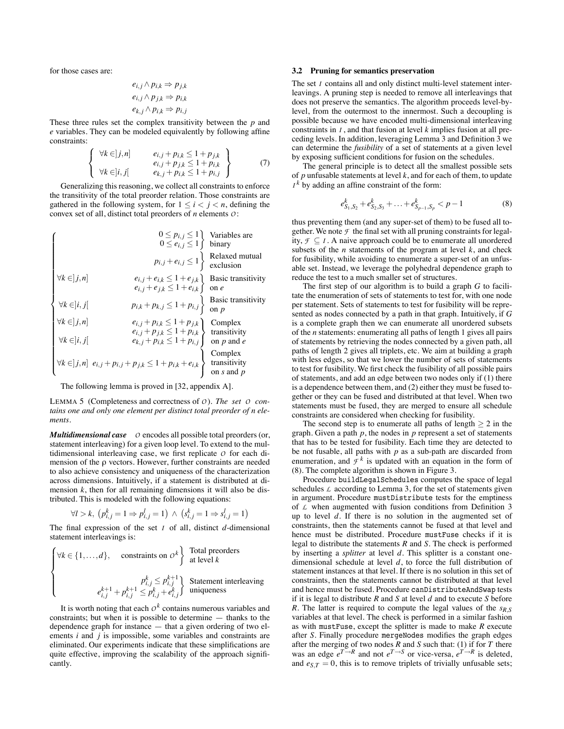for those cases are:

$$e_{i,j} \wedge p_{i,k} \Rightarrow p_{j,k}$$
$$e_{i,j} \wedge p_{j,k} \Rightarrow p_{i,k}$$
$$e_{k,j} \wedge p_{i,k} \Rightarrow p_{i,j}$$

These three rules set the complex transitivity between the $p$ and $e$ variables. They can be modeled equivalently by following affine constraints:

$$\left\{ \begin{array}{ll} \forall k \in ]j,n] & e_{i,j} + p_{i,k} \leq 1 + p_{j,k} \\ & e_{i,j} + p_{j,k} \leq 1 + p_{i,k} \\ \forall k \in ]i,j[ & e_{k,j} + p_{i,k} \leq 1 + p_{i,j} \end{array} \right\} \quad (7)$$

Generalizing this reasoning, we collect all constraints to enforce the transitivity of the total preorder relation. Those constraints are gathered in the following system, for $1 \leq i < j < n$, defining the convex set of all, distinct total preorders of $n$ elements $\mathcal{O}$:

$$\left\{ \begin{array}{lll} & \left. \begin{array}{r} 0 \leq p_{i,j} \leq 1 \\ 0 \leq e_{i,j} \leq 1 \end{array} \right\} & \text{Variables are binary} \\ & \left. p_{i,j} + e_{i,j} \leq 1 \right\} & \text{Relaxed mutual exclusion} \\ \forall k \in ]j,n] & \left. \begin{array}{r} e_{i,j} + e_{i,k} \leq 1 + e_{j,k} \\ e_{i,j} + e_{j,k} \leq 1 + e_{i,k} \end{array} \right\} & \text{Basic transitivity on } e \\ \forall k \in ]i,j[ & \left. p_{i,k} + p_{k,j} \leq 1 + p_{i,j} \right\} & \text{Basic transitivity on } p \\ \forall k \in ]j,n] & \left. \begin{array}{r} e_{i,j} + p_{i,k} \leq 1 + p_{j,k} \\ e_{i,j} + p_{j,k} \leq 1 + p_{i,k} \end{array} \right. & \text{Complex transitivity} \\ \forall k \in ]i,j[ & \left. e_{k,j} + p_{i,k} \leq 1 + p_{i,j} \right\} & \text{on } p \text{ and } e \\ \forall k \in ]j,n] & \left. e_{i,j} + p_{i,j} + p_{j,k} \leq 1 + p_{i,k} + e_{i,k} \right\} & \text{Complex transitivity on } s \text{ and } p \end{array} \right.$$

The following lemma is proved in [32, appendix A].

LEMMA 5 (Completeness and correctness of $\mathcal{O}$). *The set $\mathcal{O}$ contains one and only one element per distinct total preorder of n elements.*

***Multidimensional case*** $\mathcal{O}$ encodes all possible total preorders (or, statement interleaving) for a given loop level. To extend to the multidimensional interleaving case, we first replicate $\mathcal{O}$ for each dimension of the $\rho$ vectors. However, further constraints are needed to also achieve consistency and uniqueness of the characterization across dimensions. Intuitively, if a statement is distributed at dimension $k$, then for all remaining dimensions it will also be distributed. This is modeled with the following equations:

$$\forall l > k, \; \left(p^k_{i,j} = 1 \Rightarrow p^l_{i,j} = 1\right) \; \wedge \; \left(s^k_{i,j} = 1 \Rightarrow s^l_{i,j} = 1\right)$$

The final expression of the set $\mathcal{I}$ of all, distinct $d$-dimensional statement interleavings is:

$$\left\{ \begin{array}{lll} \forall k \in \{1,\ldots,d\}, & \left. \text{constraints on } \mathcal{O}^k \right\} & \text{Total preorders at level } k \\ & \left. \begin{array}{r} p^k_{i,j} \leq p^{k+1}_{i,j} \\ e^{k+1}_{i,j} + p^{k+1}_{i,j} \leq p^k_{i,j} + e^k_{i,j} \end{array} \right\} & \text{Statement interleaving uniqueness} \end{array} \right.$$

It is worth noting that each $\mathcal{O}^k$ contains numerous variables and constraints; but when it is possible to determine — thanks to the dependence graph for instance — that a given ordering of two elements $i$ and $j$ is impossible, some variables and constraints are eliminated. Our experiments indicate that these simplifications are quite effective, improving the scalability of the approach significantly.

### 3.2 Pruning for semantics preservation

The set $\mathcal{I}$ contains all and only distinct multi-level statement interleavings. A pruning step is needed to remove all interleavings that does not preserve the semantics. The algorithm proceeds level-by-level, from the outermost to the innermost. Such a decoupling is possible because we have encoded multi-dimensional interleaving constraints in $\mathcal{I}$, and that fusion at level $k$ implies fusion at all preceding levels. In addition, leveraging Lemma 3 and Definition 3 we can determine the *fusibility* of a set of statements at a given level by exposing sufficient conditions for fusion on the schedules.

The general principle is to detect all the smallest possible sets of $p$ unfusable statements at level $k$, and for each of them, to update $\mathcal{I}^k$ by adding an affine constraint of the form:

$$e^k_{S_1,S_2} + e^k_{S_2,S_3} + \ldots + e^k_{S_{p-1},S_p} < p - 1 \quad (8)$$

thus preventing them (and any super-set of them) to be fused all together. We note $\mathcal{F}$ the final set with all pruning constraints for legality, $\mathcal{F} \subseteq \mathcal{I}$. A naive approach could be to enumerate all unordered subsets of the $n$ statements of the program at level $k$, and check for fusibility, while avoiding to enumerate a super-set of an unfusable set. Instead, we leverage the polyhedral dependence graph to reduce the test to a much smaller set of structures.

The first step of our algorithm is to build a graph $G$ to facilitate the enumeration of sets of statements to test for, with one node per statement. Sets of statements to test for fusibility will be represented as nodes connected by a path in that graph. Intuitively, if $G$ is a complete graph then we can enumerate all unordered subsets of the $n$ statements: enumerating all paths of length 1 gives all pairs of statements by retrieving the nodes connected by a given path, all paths of length 2 gives all triplets, etc. We aim at building a graph with less edges, so that we lower the number of sets of statements to test for fusibility. We first check the fusibility of all possible pairs of statements, and add an edge between two nodes only if (1) there is a dependence between them, and (2) either they must be fused together or they can be fused and distributed at that level. When two statements must be fused, they are merged to ensure all schedule constraints are considered when checking for fusibility.

The second step is to enumerate all paths of length $\geq 2$ in the graph. Given a path $p$, the nodes in $p$ represent a set of statements that has to be tested for fusibility. Each time they are detected to be not fusable, all paths with $p$ as a sub-path are discarded from enumeration, and $\mathcal{F}^k$ is updated with an equation in the form of (8). The complete algorithm is shown in Figure 3.

Procedure `buildLegalSchedules` computes the space of legal schedules $\mathcal{L}$ according to Lemma 3, for the set of statements given in argument. Procedure `mustDistribute` tests for the emptiness of $\mathcal{L}$ when augmented with fusion conditions from Definition 3 up to level $d$. If there is no solution in the augmented set of constraints, then the statements cannot be fused at that level and hence must be distributed. Procedure `mustFuse` checks if it is legal to distribute the statements $R$ and $S$. The check is performed by inserting a *splitter* at level $d$. This splitter is a constant one-dimensional schedule at level $d$, to force the full distribution of statement instances at that level. If there is no solution in this set of constraints, then the statements cannot be distributed at that level and hence must be fused. Procedure `canDistributeAndSwap` tests if it is legal to distribute $R$ and $S$ at level $d$ and to execute $S$ before $R$. The latter is required to compute the legal values of the $s_{R,S}$ variables at that level. The check is performed in a similar fashion as with `mustFuse`, except the splitter is made to make $R$ execute after $S$. Finally procedure `mergeNodes` modifies the graph edges after the merging of two nodes $R$ and $S$ such that: (1) if for $T$ there was an edge $e^{T \to R}$ and not $e^{T \to S}$ or vice-versa, $e^{T \to R}$ is deleted, and $e_{S,T} = 0$, this is to remove triplets of trivially unfusable sets;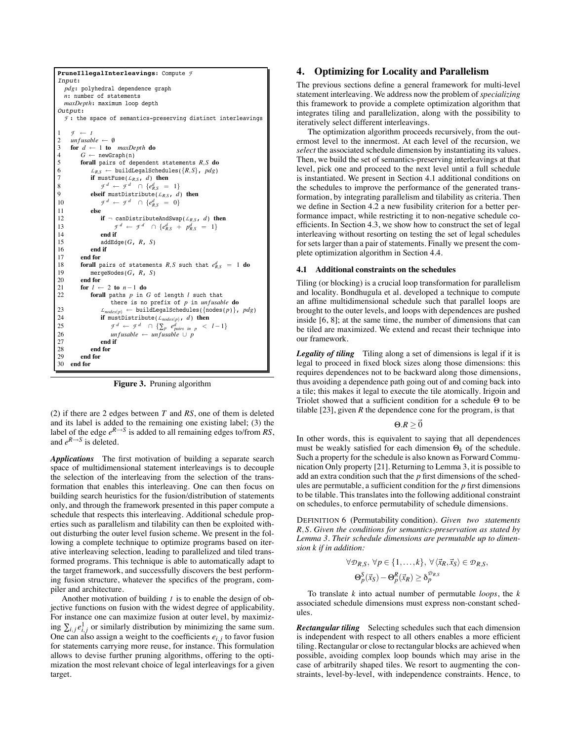```
PruneIllegalInterleavings: Compute F
Input:
  pdg: polyhedral dependence graph
  n: number of statements
  maxDepth: maximum loop depth
Output:
  F : the space of semantics-preserving distinct interleavings

1   F ← I
2   unfusable ← ∅
3   for d ← 1 to maxDepth do
4       G ← newGraph(n)
5       forall pairs of dependent statements R,S do
6           L_{R,S} ← buildLegalSchedules({R,S}, pdg)
7           if mustFuse(L_{R,S}, d) then
8               F^d ← F^d ∩ {e^d_{R,S} = 1}
9           elseif mustDistribute(L_{R,S}, d) then
10              F^d ← F^d ∩ {e^d_{R,S} = 0}
11          else
12              if ¬ canDistributeAndSwap(L_{R,S}, d) then
13                  F^d ← F^d ∩ {e^d_{R,S} + p^d_{R,S} = 1}
14              end if
15              addEdge(G, R, S)
16          end if
17      end for
18      forall pairs of statements R,S such that e^d_{R,S} = 1 do
19          mergeNodes(G, R, S)
20      end for
21      for l ← 2 to n−1 do
22          forall paths p in G of length l such that
                    there is no prefix of p in unfusable do
23              L_{nodes(p)} ← buildLegalSchedules({nodes(p)}, pdg)
24              if mustDistribute(L_{nodes(p)}, d) then
25                  F^d ← F^d ∩ {∑_p e^d_{pairs in p} < l−1}
26                  unfusable ← unfusable ∪ p
27              end if
28          end for
29      end for
30  end for
```

**Figure 3.** Pruning algorithm

(2) if there are 2 edges between $T$ and $RS$, one of them is deleted and its label is added to the remaining one existing label; (3) the label of the edge $e^{R \to S}$ is added to all remaining edges to/from $RS$, and $e^{R \to S}$ is deleted.

***Applications*** The first motivation of building a separate search space of multidimensional statement interleavings is to decouple the selection of the interleaving from the selection of the transformation that enables this interleaving. One can then focus on building search heuristics for the fusion/distribution of statements only, and through the framework presented in this paper compute a schedule that respects this interleaving. Additional schedule properties such as parallelism and tilability can then be exploited without disturbing the outer level fusion scheme. We present in the following a complete technique to optimize programs based on iterative interleaving selection, leading to parallelized and tiled transformed programs. This technique is able to automatically adapt to the target framework, and successfully discovers the best performing fusion structure, whatever the specifics of the program, compiler and architecture.

Another motivation of building $\mathcal{I}$ is to enable the design of objective functions on fusion with the widest degree of applicability. For instance one can maximize fusion at outer level, by maximizing $\sum_{i,j} e^1_{i,j}$ or similarly distribution by minimizing the same sum. One can also assign a weight to the coefficients $e_{i,j}$ to favor fusion for statements carrying more reuse, for instance. This formulation allows to devise further pruning algorithms, offering to the optimization the most relevant choice of legal interleavings for a given target.

## 4. Optimizing for Locality and Parallelism

The previous sections define a general framework for multi-level statement interleaving. We address now the problem of *specializing* this framework to provide a complete optimization algorithm that integrates tiling and parallelization, along with the possibility to iteratively select different interleavings.

The optimization algorithm proceeds recursively, from the outermost level to the innermost. At each level of the recursion, we *select* the associated schedule dimension by instantiating its values. Then, we build the set of semantics-preserving interleavings at that level, pick one and proceed to the next level until a full schedule is instantiated. We present in Section 4.1 additional conditions on the schedules to improve the performance of the generated transformation, by integrating parallelism and tilability as criteria. Then we define in Section 4.2 a new fusibility criterion for a better performance impact, while restricting it to non-negative schedule coefficients. In Section 4.3, we show how to construct the set of legal interleaving without resorting on testing the set of legal schedules for sets larger than a pair of statements. Finally we present the complete optimization algorithm in Section 4.4.

### 4.1 Additional constraints on the schedules

Tiling (or blocking) is a crucial loop transformation for parallelism and locality. Bondhugula et al. developed a technique to compute an affine multidimensional schedule such that parallel loops are brought to the outer levels, and loops with dependences are pushed inside [6, 8]; at the same time, the number of dimensions that can be tiled are maximized. We extend and recast their technique into our framework.

***Legality of tiling*** Tiling along a set of dimensions is legal if it is legal to proceed in fixed block sizes along those dimensions: this requires dependences not to be backward along those dimensions, thus avoiding a dependence path going out of and coming back into a tile; this makes it legal to execute the tile atomically. Irigoin and Triolet showed that a sufficient condition for a schedule $\Theta$ to be tilable [23], given $R$ the dependence cone for the program, is that

$$\Theta.R \geq \vec{0}$$

In other words, this is equivalent to saying that all dependences must be weakly satisfied for each dimension $\Theta_k$ of the schedule. Such a property for the schedule is also known as Forward Communication Only property [21]. Returning to Lemma 3, it is possible to add an extra condition such that the $p$ first dimensions of the schedules are permutable, a sufficient condition for the $p$ first dimensions to be tilable. This translates into the following additional constraint on schedules, to enforce permutability of schedule dimensions.

DEFINITION 6 (Permutability condition). *Given two statements $R,S$. Given the conditions for semantics-preservation as stated by Lemma 3. Their schedule dimensions are permutable up to dimension $k$ if in addition:*

$$\forall \mathcal{D}_{R,S},\ \forall p \in \{1,\ldots,k\},\ \forall \langle \vec{x}_R, \vec{x}_S \rangle \in \mathcal{D}_{R,S},$$
$$\Theta^S_p(\vec{x}_S) - \Theta^R_p(\vec{x}_R) \geq \delta^{\mathcal{D}_{R,S}}_p$$

To translate $k$ into actual number of permutable *loops*, the $k$ associated schedule dimensions must express non-constant schedules.

***Rectangular tiling*** Selecting schedules such that each dimension is independent with respect to all others enables a more efficient tiling. Rectangular or close to rectangular blocks are achieved when possible, avoiding complex loop bounds which may arise in the case of arbitrarily shaped tiles. We resort to augmenting the constraints, level-by-level, with independence constraints. Hence, to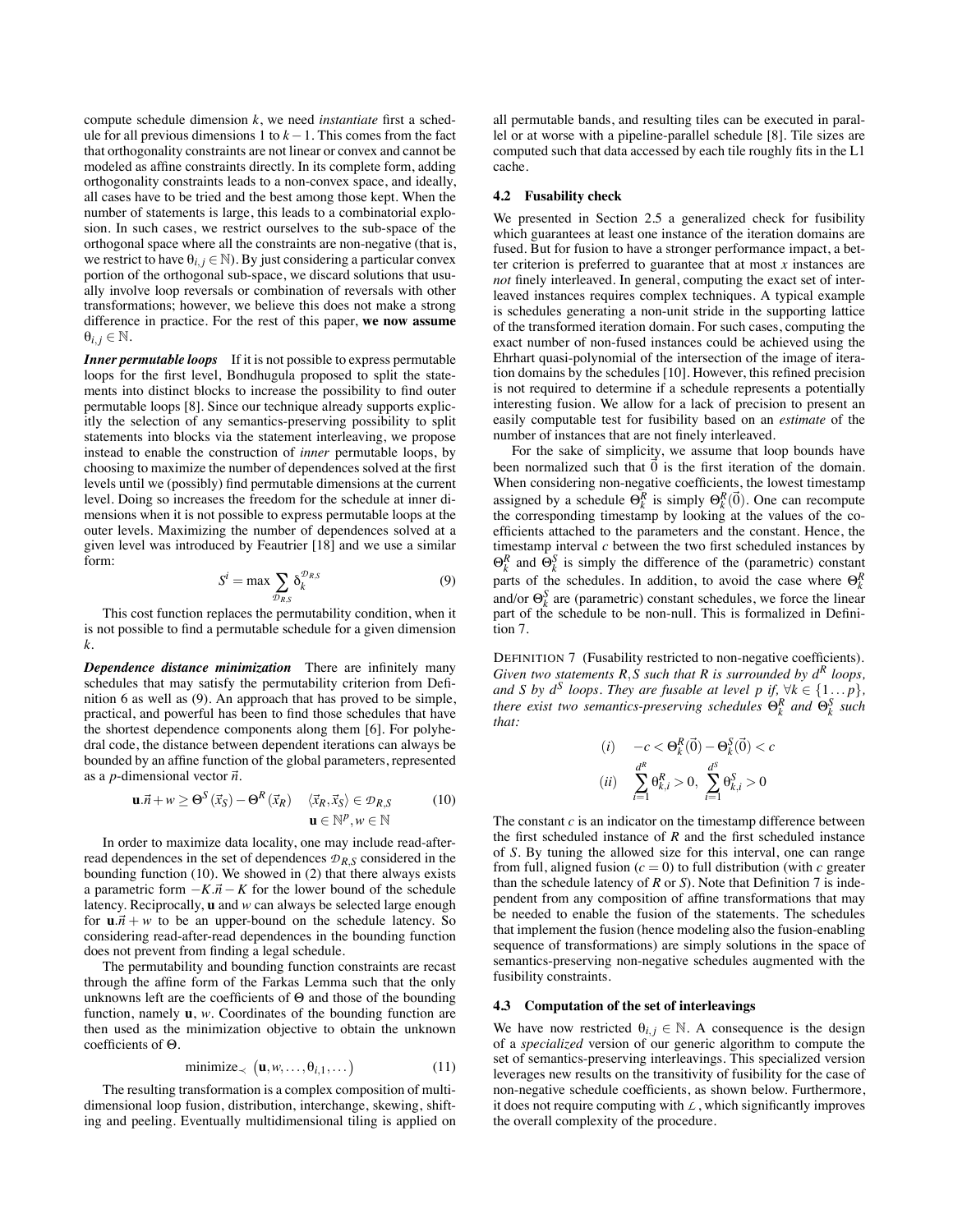compute schedule dimension $k$, we need *instantiate* first a schedule for all previous dimensions 1 to $k-1$. This comes from the fact that orthogonality constraints are not linear or convex and cannot be modeled as affine constraints directly. In its complete form, adding orthogonality constraints leads to a non-convex space, and ideally, all cases have to be tried and the best among those kept. When the number of statements is large, this leads to a combinatorial explosion. In such cases, we restrict ourselves to the sub-space of the orthogonal space where all the constraints are non-negative (that is, we restrict to have $\theta_{i,j} \in \mathbb{N}$). By just considering a particular convex portion of the orthogonal sub-space, we discard solutions that usually involve loop reversals or combination of reversals with other transformations; however, we believe this does not make a strong difference in practice. For the rest of this paper, **we now assume** $\theta_{i,j} \in \mathbb{N}$.

***Inner permutable loops*** If it is not possible to express permutable loops for the first level, Bondhugula proposed to split the statements into distinct blocks to increase the possibility to find outer permutable loops [8]. Since our technique already supports explicitly the selection of any semantics-preserving possibility to split statements into blocks via the statement interleaving, we propose instead to enable the construction of *inner* permutable loops, by choosing to maximize the number of dependences solved at the first levels until we (possibly) find permutable dimensions at the current level. Doing so increases the freedom for the schedule at inner dimensions when it is not possible to express permutable loops at the outer levels. Maximizing the number of dependences solved at a given level was introduced by Feautrier [18] and we use a similar form:

$$S^i = \max \sum_{\mathcal{D}_{R,S}} \delta_k^{\mathcal{D}_{R,S}} \qquad (9)$$

This cost function replaces the permutability condition, when it is not possible to find a permutable schedule for a given dimension $k$.

***Dependence distance minimization*** There are infinitely many schedules that may satisfy the permutability criterion from Definition 6 as well as (9). An approach that has proved to be simple, practical, and powerful has been to find those schedules that have the shortest dependence components along them [6]. For polyhedral code, the distance between dependent iterations can always be bounded by an affine function of the global parameters, represented as a $p$-dimensional vector $\vec{n}$.

$$\mathbf{u}.\vec{n} + w \geq \Theta^S(\vec{x}_S) - \Theta^R(\vec{x}_R) \quad \langle \vec{x}_R, \vec{x}_S \rangle \in \mathcal{D}_{R,S} \qquad (10)$$
$$\mathbf{u} \in \mathbb{N}^p, w \in \mathbb{N}$$

In order to maximize data locality, one may include read-after-read dependences in the set of dependences $\mathcal{D}_{R,S}$ considered in the bounding function (10). We showed in (2) that there always exists a parametric form $-K.\vec{n} - K$ for the lower bound of the schedule latency. Reciprocally, $\mathbf{u}$ and $w$ can always be selected large enough for $\mathbf{u}.\vec{n} + w$ to be an upper-bound on the schedule latency. So considering read-after-read dependences in the bounding function does not prevent from finding a legal schedule.

The permutability and bounding function constraints are recast through the affine form of the Farkas Lemma such that the only unknowns left are the coefficients of $\Theta$ and those of the bounding function, namely $\mathbf{u}$, $w$. Coordinates of the bounding function are then used as the minimization objective to obtain the unknown coefficients of $\Theta$.

$$\text{minimize}_{\prec} \left(\mathbf{u}, w, \ldots, \theta_{i,1}, \ldots\right) \qquad (11)$$

The resulting transformation is a complex composition of multidimensional loop fusion, distribution, interchange, skewing, shifting and peeling. Eventually multidimensional tiling is applied on all permutable bands, and resulting tiles can be executed in parallel or at worse with a pipeline-parallel schedule [8]. Tile sizes are computed such that data accessed by each tile roughly fits in the L1 cache.

### 4.2 Fusability check

We presented in Section 2.5 a generalized check for fusibility which guarantees that at least one instance of the iteration domains are fused. But for fusion to have a stronger performance impact, a better criterion is preferred to guarantee that at most $x$ instances are *not* finely interleaved. In general, computing the exact set of interleaved instances requires complex techniques. A typical example is schedules generating a non-unit stride in the supporting lattice of the transformed iteration domain. For such cases, computing the exact number of non-fused instances could be achieved using the Ehrhart quasi-polynomial of the intersection of the image of iteration domains by the schedules [10]. However, this refined precision is not required to determine if a schedule represents a potentially interesting fusion. We allow for a lack of precision to present an easily computable test for fusibility based on an *estimate* of the number of instances that are not finely interleaved.

For the sake of simplicity, we assume that loop bounds have been normalized such that $\vec{0}$ is the first iteration of the domain. When considering non-negative coefficients, the lowest timestamp assigned by a schedule $\Theta_k^R$ is simply $\Theta_k^R(\vec{0})$. One can recompute the corresponding timestamp by looking at the values of the coefficients attached to the parameters and the constant. Hence, the timestamp interval $c$ between the two first scheduled instances by $\Theta_k^R$ and $\Theta_k^S$ is simply the difference of the (parametric) constant parts of the schedules. In addition, to avoid the case where $\Theta_k^R$ and/or $\Theta_k^S$ are (parametric) constant schedules, we force the linear part of the schedule to be non-null. This is formalized in Definition 7.

DEFINITION 7 (Fusability restricted to non-negative coefficients). *Given two statements $R, S$ such that $R$ is surrounded by $d^R$ loops, and $S$ by $d^S$ loops. They are fusable at level $p$ if, $\forall k \in \{1 \ldots p\}$, there exist two semantics-preserving schedules $\Theta_k^R$ and $\Theta_k^S$ such that:*

$$(i) \quad -c < \Theta_k^R(\vec{0}) - \Theta_k^S(\vec{0}) < c$$
$$(ii) \quad \sum_{i=1}^{d^R} \theta_{k,i}^R > 0, \ \sum_{i=1}^{d^S} \theta_{k,i}^S > 0$$

The constant $c$ is an indicator on the timestamp difference between the first scheduled instance of $R$ and the first scheduled instance of $S$. By tuning the allowed size for this interval, one can range from full, aligned fusion ($c = 0$) to full distribution (with $c$ greater than the schedule latency of $R$ or $S$). Note that Definition 7 is independent from any composition of affine transformations that may be needed to enable the fusion of the statements. The schedules that implement the fusion (hence modeling also the fusion-enabling sequence of transformations) are simply solutions in the space of semantics-preserving non-negative schedules augmented with the fusibility constraints.

### 4.3 Computation of the set of interleavings

We have now restricted $\theta_{i,j} \in \mathbb{N}$. A consequence is the design of a *specialized* version of our generic algorithm to compute the set of semantics-preserving interleavings. This specialized version leverages new results on the transitivity of fusibility for the case of non-negative schedule coefficients, as shown below. Furthermore, it does not require computing with $\mathcal{L}$, which significantly improves the overall complexity of the procedure.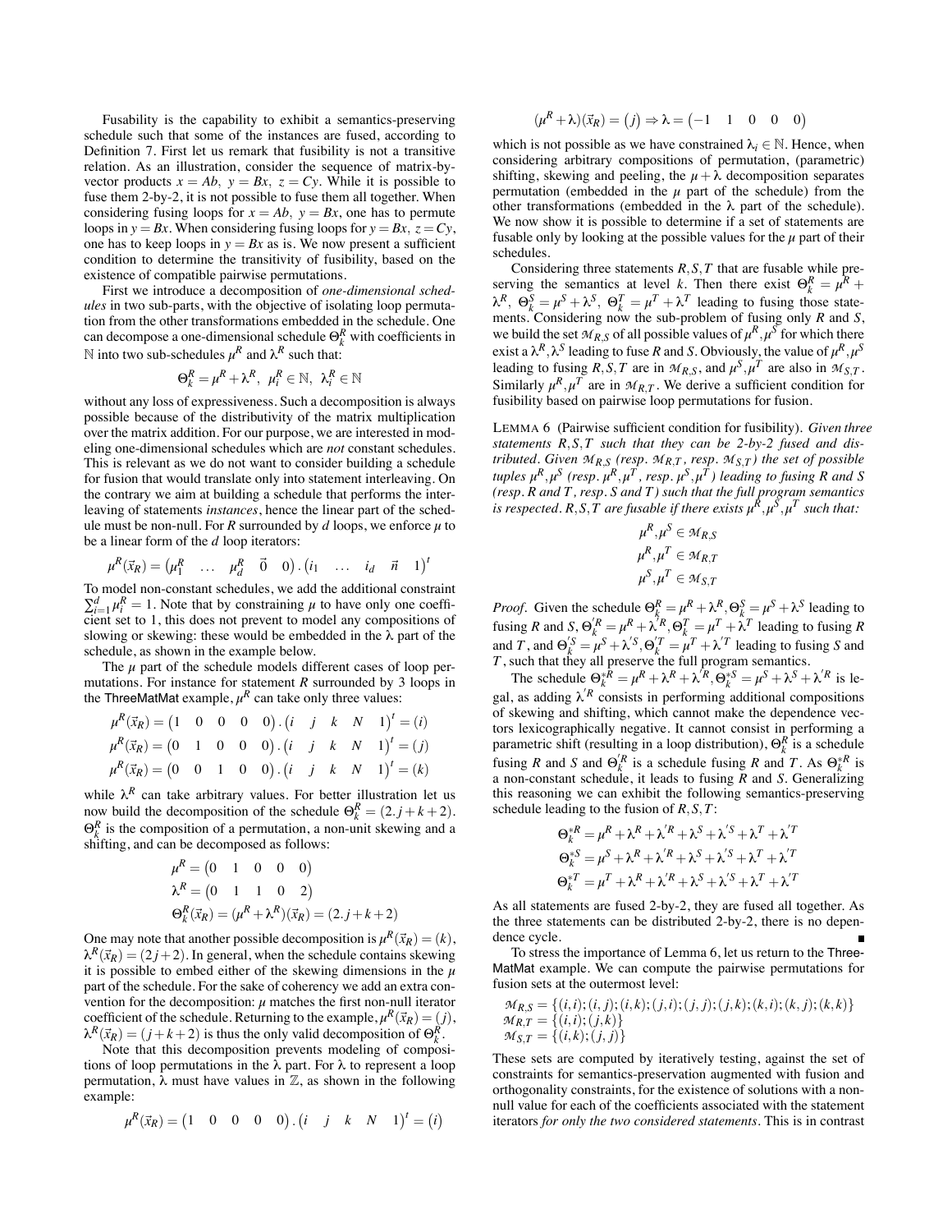Fusability is the capability to exhibit a semantics-preserving schedule such that some of the instances are fused, according to Definition 7. First let us remark that fusibility is not a transitive relation. As an illustration, consider the sequence of matrix-by-vector products $x = Ab,\ y = Bx,\ z = Cy$. While it is possible to fuse them 2-by-2, it is not possible to fuse them all together. When considering fusing loops for $x = Ab,\ y = Bx$, one has to permute loops in $y = Bx$. When considering fusing loops for $y = Bx,\ z = Cy$, one has to keep loops in $y = Bx$ as is. We now present a sufficient condition to determine the transitivity of fusibility, based on the existence of compatible pairwise permutations.

First we introduce a decomposition of *one-dimensional schedules* in two sub-parts, with the objective of isolating loop permutation from the other transformations embedded in the schedule. One can decompose a one-dimensional schedule $\Theta_k^R$ with coefficients in $\mathbb{N}$ into two sub-schedules $\mu^R$ and $\lambda^R$ such that:

$$\Theta_k^R = \mu^R + \lambda^R,\ \mu_i^R \in \mathbb{N},\ \lambda_i^R \in \mathbb{N}$$

without any loss of expressiveness. Such a decomposition is always possible because of the distributivity of the matrix multiplication over the matrix addition. For our purpose, we are interested in modeling one-dimensional schedules which are *not* constant schedules. This is relevant as we do not want to consider building a schedule for fusion that would translate only into statement interleaving. On the contrary we aim at building a schedule that performs the interleaving of statements *instances*, hence the linear part of the schedule must be non-null. For $R$ surrounded by $d$ loops, we enforce $\mu$ to be a linear form of the $d$ loop iterators:

$$\mu^R(\vec{x}_R) = \begin{pmatrix}\mu_1^R & \dots & \mu_d^R & \vec{0} & 0\end{pmatrix}.\begin{pmatrix}i_1 & \dots & i_d & \vec{n} & 1\end{pmatrix}^t$$

To model non-constant schedules, we add the additional constraint $\sum_{i=1}^{d} \mu_i^R = 1$. Note that by constraining $\mu$ to have only one coefficient set to 1, this does not prevent to model any compositions of slowing or skewing: these would be embedded in the $\lambda$ part of the schedule, as shown in the example below.

The $\mu$ part of the schedule models different cases of loop permutations. For instance for statement $R$ surrounded by 3 loops in the ThreeMatMat example, $\mu^R$ can take only three values:

$$\mu^R(\vec{x}_R) = \begin{pmatrix}1 & 0 & 0 & 0 & 0\end{pmatrix}.\begin{pmatrix}i & j & k & N & 1\end{pmatrix}^t = (i)$$
$$\mu^R(\vec{x}_R) = \begin{pmatrix}0 & 1 & 0 & 0 & 0\end{pmatrix}.\begin{pmatrix}i & j & k & N & 1\end{pmatrix}^t = (j)$$
$$\mu^R(\vec{x}_R) = \begin{pmatrix}0 & 0 & 1 & 0 & 0\end{pmatrix}.\begin{pmatrix}i & j & k & N & 1\end{pmatrix}^t = (k)$$

while $\lambda^R$ can take arbitrary values. For better illustration let us now build the decomposition of the schedule $\Theta_k^R = (2.j + k + 2)$. $\Theta_k^R$ is the composition of a permutation, a non-unit skewing and a shifting, and can be decomposed as follows:

$$\mu^R = \begin{pmatrix}0 & 1 & 0 & 0 & 0\end{pmatrix}$$
$$\lambda^R = \begin{pmatrix}0 & 1 & 1 & 0 & 2\end{pmatrix}$$
$$\Theta_k^R(\vec{x}_R) = (\mu^R + \lambda^R)(\vec{x}_R) = (2.j + k + 2)$$

One may note that another possible decomposition is $\mu^R(\vec{x}_R) = (k)$, $\lambda^R(\vec{x}_R) = (2j+2)$. In general, when the schedule contains skewing it is possible to embed either of the skewing dimensions in the $\mu$ part of the schedule. For the sake of coherency we add an extra convention for the decomposition: $\mu$ matches the first non-null iterator coefficient of the schedule. Returning to the example, $\mu^R(\vec{x}_R) = (j)$, $\lambda^R(\vec{x}_R) = (j + k + 2)$ is thus the only valid decomposition of $\Theta_k^R$.

Note that this decomposition prevents modeling of compositions of loop permutations in the $\lambda$ part. For $\lambda$ to represent a loop permutation, $\lambda$ must have values in $\mathbb{Z}$, as shown in the following example:

$$\mu^R(\vec{x}_R) = \begin{pmatrix}1 & 0 & 0 & 0 & 0\end{pmatrix}.\begin{pmatrix}i & j & k & N & 1\end{pmatrix}^t = (i)$$

$$(\mu^R + \lambda)(\vec{x}_R) = (j) \Rightarrow \lambda = \begin{pmatrix}-1 & 1 & 0 & 0 & 0\end{pmatrix}$$

which is not possible as we have constrained $\lambda_i \in \mathbb{N}$. Hence, when considering arbitrary compositions of permutation, (parametric) shifting, skewing and peeling, the $\mu + \lambda$ decomposition separates permutation (embedded in the $\mu$ part of the schedule) from the other transformations (embedded in the $\lambda$ part of the schedule). We now show it is possible to determine if a set of statements are fusable only by looking at the possible values for the $\mu$ part of their schedules.

Considering three statements $R, S, T$ that are fusable while preserving the semantics at level $k$. Then there exist $\Theta_k^R = \mu^R + \lambda^R,\ \Theta_k^S = \mu^S + \lambda^S,\ \Theta_k^T = \mu^T + \lambda^T$ leading to fusing those statements. Considering now the sub-problem of fusing only $R$ and $S$, we build the set $\mathcal{M}_{R,S}$ of all possible values of $\mu^R, \mu^S$ for which there exist a $\lambda^R, \lambda^S$ leading to fuse $R$ and $S$. Obviously, the value of $\mu^R, \mu^S$ leading to fusing $R, S, T$ are in $\mathcal{M}_{R,S}$, and $\mu^S, \mu^T$ are also in $\mathcal{M}_{S,T}$. Similarly $\mu^R, \mu^T$ are in $\mathcal{M}_{R,T}$. We derive a sufficient condition for fusibility based on pairwise loop permutations for fusion.

LEMMA 6 (Pairwise sufficient condition for fusibility). *Given three statements $R, S, T$ such that they can be 2-by-2 fused and distributed. Given $\mathcal{M}_{R,S}$ (resp. $\mathcal{M}_{R,T}$, resp. $\mathcal{M}_{S,T}$) the set of possible tuples $\mu^R, \mu^S$ (resp. $\mu^R, \mu^T$, resp. $\mu^S, \mu^T$) leading to fusing $R$ and $S$ (resp. $R$ and $T$, resp. $S$ and $T$) such that the full program semantics is respected. $R, S, T$ are fusable if there exists $\mu^R, \mu^S, \mu^T$ such that:*

$$\mu^R, \mu^S \in \mathcal{M}_{R,S}$$
$$\mu^R, \mu^T \in \mathcal{M}_{R,T}$$
$$\mu^S, \mu^T \in \mathcal{M}_{S,T}$$

*Proof.* Given the schedule $\Theta_k^R = \mu^R + \lambda^R, \Theta_k^S = \mu^S + \lambda^S$ leading to fusing $R$ and $S$, $\Theta_k^{'R} = \mu^R + \lambda^{'R}, \Theta_k^T = \mu^T + \lambda^T$ leading to fusing $R$ and $T$, and $\Theta_k^{'S} = \mu^S + \lambda^{'S}, \Theta_k^{'T} = \mu^T + \lambda^{'T}$ leading to fusing $S$ and $T$, such that they all preserve the full program semantics.

The schedule $\Theta_k^{*R} = \mu^R + \lambda^R + \lambda^{'R}, \Theta_k^{*S} = \mu^S + \lambda^S + \lambda^{'R}$ is legal, as adding $\lambda^{'R}$ consists in performing additional compositions of skewing and shifting, which cannot make the dependence vectors lexicographically negative. It cannot consist in performing a parametric shift (resulting in a loop distribution), $\Theta_k^R$ is a schedule fusing $R$ and $S$ and $\Theta_k^{'R}$ is a schedule fusing $R$ and $T$. As $\Theta_k^{*R}$ is a non-constant schedule, it leads to fusing $R$ and $S$. Generalizing this reasoning we can exhibit the following semantics-preserving schedule leading to the fusion of $R, S, T$:

$$\Theta_k^{*R} = \mu^R + \lambda^R + \lambda^{'R} + \lambda^S + \lambda^{'S} + \lambda^T + \lambda^{'T}$$
$$\Theta_k^{*S} = \mu^S + \lambda^R + \lambda^{'R} + \lambda^S + \lambda^{'S} + \lambda^T + \lambda^{'T}$$
$$\Theta_k^{*T} = \mu^T + \lambda^R + \lambda^{'R} + \lambda^S + \lambda^{'S} + \lambda^T + \lambda^{'T}$$

As all statements are fused 2-by-2, they are fused all together. As the three statements can be distributed 2-by-2, there is no dependence cycle. ∎

To stress the importance of Lemma 6, let us return to the ThreeMatMat example. We can compute the pairwise permutations for fusion sets at the outermost level:

$$\mathcal{M}_{R,S} = \{(i,i); (i,j); (i,k); (j,i); (j,j); (j,k); (k,i); (k,j); (k,k)\}$$
$$\mathcal{M}_{R,T} = \{(i,i); (j,k)\}$$
$$\mathcal{M}_{S,T} = \{(i,k); (j,j)\}$$

These sets are computed by iteratively testing, against the set of constraints for semantics-preservation augmented with fusion and orthogonality constraints, for the existence of solutions with a non-null value for each of the coefficients associated with the statement iterators *for only the two considered statements*. This is in contrast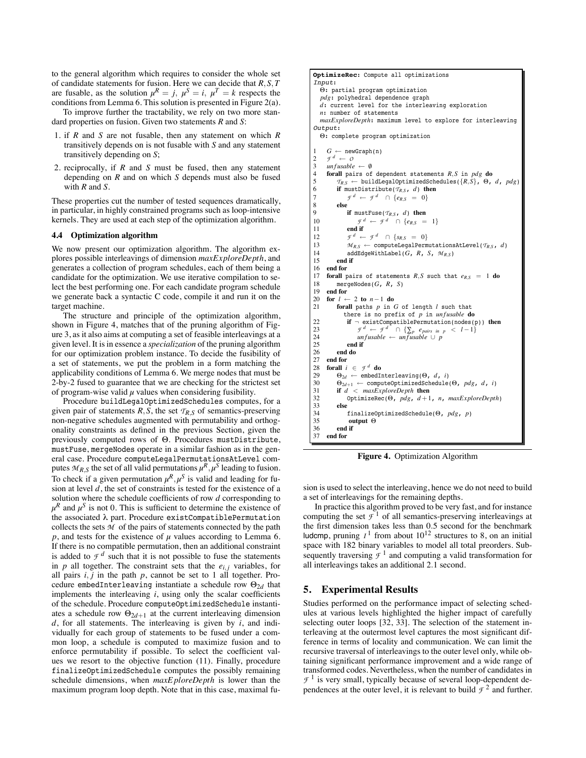to the general algorithm which requires to consider the whole set of candidate statements for fusion. Here we can decide that $R,S,T$ are fusable, as the solution $\mu^R = j$, $\mu^S = i$, $\mu^T = k$ respects the conditions from Lemma 6. This solution is presented in Figure 2(a).

To improve further the tractability, we rely on two more standard properties on fusion. Given two statements $R$ and $S$:

1. if $R$ and $S$ are not fusable, then any statement on which $R$ transitively depends on is not fusable with $S$ and any statement transitively depending on $S$;
2. reciprocally, if $R$ and $S$ must be fused, then any statement depending on $R$ and on which $S$ depends must also be fused with $R$ and $S$.

These properties cut the number of tested sequences dramatically, in particular, in highly constrained programs such as loop-intensive kernels. They are used at each step of the optimization algorithm.

### 4.4 Optimization algorithm

We now present our optimization algorithm. The algorithm explores possible interleavings of dimension *maxExploreDepth*, and generates a collection of program schedules, each of them being a candidate for the optimization. We use iterative compilation to select the best performing one. For each candidate program schedule we generate back a syntactic C code, compile it and run it on the target machine.

The structure and principle of the optimization algorithm, shown in Figure 4, matches that of the pruning algorithm of Figure 3, as it also aims at computing a set of feasible interleavings at a given level. It is in essence a *specialization* of the pruning algorithm for our optimization problem instance. To decide the fusibility of a set of statements, we put the problem in a form matching the applicability conditions of Lemma 6. We merge nodes that must be 2-by-2 fused to guarantee that we are checking for the strictest set of program-wise valid $\mu$ values when considering fusibility.

Procedure buildLegalOptimizedSchedules computes, for a given pair of statements $R,S$, the set $\mathcal{T}_{R,S}$ of semantics-preserving non-negative schedules augmented with permutability and orthogonality constraints as defined in the previous Section, given the previously computed rows of $\Theta$. Procedures mustDistribute, mustFuse, mergeNodes operate in a similar fashion as in the general case. Procedure computeLegalPermutationsAtLevel computes $\mathcal{M}_{R,S}$ the set of all valid permutations $\mu^R, \mu^S$ leading to fusion. To check if a given permutation $\mu^R, \mu^S$ is valid and leading for fusion at level $d$, the set of constraints is tested for the existence of a solution where the schedule coefficients of row $d$ corresponding to $\mu^R$ and $\mu^S$ is not 0. This is sufficient to determine the existence of the associated $\lambda$ part. Procedure existCompatiblePermutation collects the sets $\mathcal{M}$ of the pairs of statements connected by the path $p$, and tests for the existence of $\mu$ values according to Lemma 6. If there is no compatible permutation, then an additional constraint is added to $\mathcal{F}^d$ such that it is not possible to fuse the statements in $p$ all together. The constraint sets that the $e_{i,j}$ variables, for all pairs $i,j$ in the path $p$, cannot be set to 1 all together. Procedure embedInterleaving instantiate a schedule row $\Theta_{2d}$ that implements the interleaving $i$, using only the scalar coefficients of the schedule. Procedure computeOptimizedSchedule instantiates a schedule row $\Theta_{2d+1}$ at the current interleaving dimension $d$, for all statements. The interleaving is given by $i$, and individually for each group of statements to be fused under a common loop, a schedule is computed to maximize fusion and to enforce permutability if possible. To select the coefficient values we resort to the objective function (11). Finally, procedure finalizeOptimizedSchedule computes the possibly remaining schedule dimensions, when *maxEploreDepth* is lower than the maximum program loop depth. Note that in this case, maximal fusion is used to select the interleaving, hence we do not need to build a set of interleavings for the remaining depths.

```
OptimizeRec: Compute all optimizations
Input:
  Θ: partial program optimization
  pdg: polyhedral dependence graph
  d: current level for the interleaving exploration
  n: number of statements
  maxExploreDepth: maximum level to explore for interleaving
Output:
  Θ: complete program optimization

1   G ← newGraph(n)
2   F^d ← O
3   unfusable ← ∅
4   forall pairs of dependent statements R,S in pdg do
5       T_{R,S} ← buildLegalOptimizedSchedules({R,S}, Θ, d, pdg)
6       if mustDistribute(T_{R,S}, d) then
7           F^d ← F^d ∩ {e_{R,S} = 0}
8       else
9           if mustFuse(T_{R,S}, d) then
10              F^d ← F^d ∩ {e_{R,S} = 1}
11          end if
12          F^d ← F^d ∩ {s_{R,S} = 0}
13          M_{R,S} ← computeLegalPermutationsAtLevel(T_{R,S}, d)
14          addEdgeWithLabel(G, R, S, M_{R,S})
15      end if
16  end for
17  forall pairs of statements R,S such that e_{R,S} = 1 do
18      mergeNodes(G, R, S)
19  end for
20  for l ← 2 to n−1 do
21      forall paths p in G of length l such that
          there is no prefix of p in unfusable do
22          if ¬ existCompatiblePermutation(nodes(p)) then
23              F^d ← F^d ∩ {Σ_p e_{pairs in p} < l−1}
24              unfusable ← unfusable ∪ p
25          end if
26      end do
27  end for
28  forall i ∈ F^d do
29      Θ_{2d} ← embedInterleaving(Θ, d, i)
30      Θ_{2d+1} ← computeOptimizedSchedule(Θ, pdg, d, i)
31      if d < maxExploreDepth then
32          OptimizeRec(Θ, pdg, d+1, n, maxExploreDepth)
33      else
34          finalizeOptimizedSchedule(Θ, pdg, p)
35          output Θ
36      end if
37  end for
```

**Figure 4.** Optimization Algorithm

In practice this algorithm proved to be very fast, and for instance computing the set $\mathcal{F}^1$ of all semantics-preserving interleavings at the first dimension takes less than 0.5 second for the benchmark ludcmp, pruning $\mathcal{I}^1$ from about $10^{12}$ structures to 8, on an initial space with 182 binary variables to model all total preorders. Subsequently traversing $\mathcal{F}^1$ and computing a valid transformation for all interleavings takes an additional 2.1 second.

## 5. Experimental Results

Studies performed on the performance impact of selecting schedules at various levels highlighted the higher impact of carefully selecting outer loops [32, 33]. The selection of the statement interleaving at the outermost level captures the most significant difference in terms of locality and communication. We can limit the recursive traversal of interleavings to the outer level only, while obtaining significant performance improvement and a wide range of transformed codes. Nevertheless, when the number of candidates in $\mathcal{F}^1$ is very small, typically because of several loop-dependent dependences at the outer level, it is relevant to build $\mathcal{F}^2$ and further.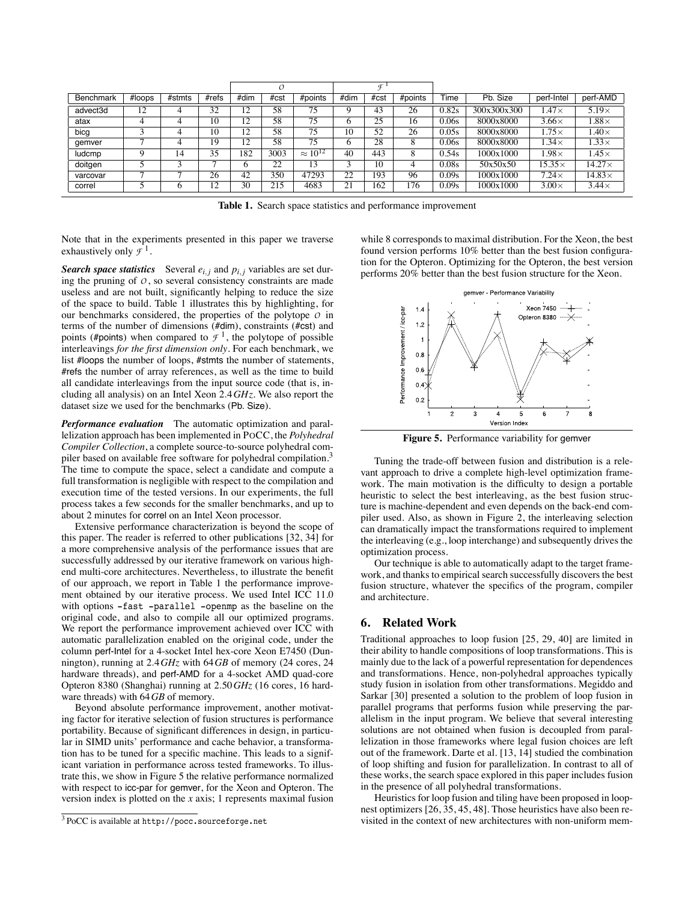| Benchmark | #loops | #stmts | #refs | $\mathcal{O}$ | | | $\mathcal{F}^1$ | | | Time | Pb. Size | perf-Intel | perf-AMD |
|---|---|---|---|---|---|---|---|---|---|---|---|---|---|
| | | | | #dim | #cst | #points | #dim | #cst | #points | | | | |
| advect3d | 12 | 4 | 32 | 12 | 58 | 75 | 9 | 43 | 26 | 0.82s | 300x300x300 | 1.47× | 5.19× |
| atax | 4 | 4 | 10 | 12 | 58 | 75 | 6 | 25 | 16 | 0.06s | 8000x8000 | 3.66× | 1.88× |
| bicg | 3 | 4 | 10 | 12 | 58 | 75 | 10 | 52 | 26 | 0.05s | 8000x8000 | 1.75× | 1.40× |
| gemver | 7 | 4 | 19 | 12 | 58 | 75 | 6 | 28 | 8 | 0.06s | 8000x8000 | 1.34× | 1.33× |
| ludcmp | 9 | 14 | 35 | 182 | 3003 | $\approx 10^{12}$ | 40 | 443 | 8 | 0.54s | 1000x1000 | 1.98× | 1.45× |
| doitgen | 5 | 3 | 7 | 6 | 22 | 13 | 3 | 10 | 4 | 0.08s | 50x50x50 | 15.35× | 14.27× |
| varcovar | 7 | 7 | 26 | 42 | 350 | 47293 | 22 | 193 | 96 | 0.09s | 1000x1000 | 7.24× | 14.83× |
| correl | 5 | 6 | 12 | 30 | 215 | 4683 | 21 | 162 | 176 | 0.09s | 1000x1000 | 3.00× | 3.44× |

**Table 1.** Search space statistics and performance improvement

Note that in the experiments presented in this paper we traverse exhaustively only $\mathcal{F}^1$.

***Search space statistics*** Several $e_{i,j}$ and $p_{i,j}$ variables are set during the pruning of $\mathcal{O}$, so several consistency constraints are made useless and are not built, significantly helping to reduce the size of the space to build. Table 1 illustrates this by highlighting, for our benchmarks considered, the properties of the polytope $\mathcal{O}$ in terms of the number of dimensions (#dim), constraints (#cst) and points (#points) when compared to $\mathcal{F}^1$, the polytope of possible interleavings *for the first dimension only*. For each benchmark, we list #loops the number of loops, #stmts the number of statements, #refs the number of array references, as well as the time to build all candidate interleavings from the input source code (that is, including all analysis) on an Intel Xeon 2.4 $GHz$. We also report the dataset size we used for the benchmarks (Pb. Size).

***Performance evaluation*** The automatic optimization and parallelization approach has been implemented in POCC, the *Polyhedral Compiler Collection*, a complete source-to-source polyhedral compiler based on available free software for polyhedral compilation.[3] The time to compute the space, select a candidate and compute a full transformation is negligible with respect to the compilation and execution time of the tested versions. In our experiments, the full process takes a few seconds for the smaller benchmarks, and up to about 2 minutes for correl on an Intel Xeon processor.

Extensive performance characterization is beyond the scope of this paper. The reader is referred to other publications [32, 34] for a more comprehensive analysis of the performance issues that are successfully addressed by our iterative framework on various high-end multi-core architectures. Nevertheless, to illustrate the benefit of our approach, we report in Table 1 the performance improvement obtained by our iterative process. We used Intel ICC 11.0 with options `-fast -parallel -openmp` as the baseline on the original code, and also to compile all our optimized programs. We report the performance improvement achieved over ICC with automatic parallelization enabled on the original code, under the column perf-Intel for a 4-socket Intel hex-core Xeon E7450 (Dunnington), running at 2.4 $GHz$ with 64 $GB$ of memory (24 cores, 24 hardware threads), and perf-AMD for a 4-socket AMD quad-core Opteron 8380 (Shanghai) running at 2.50 $GHz$ (16 cores, 16 hardware threads) with 64 $GB$ of memory.

Beyond absolute performance improvement, another motivating factor for iterative selection of fusion structures is performance portability. Because of significant differences in design, in particular in SIMD units' performance and cache behavior, a transformation has to be tuned for a specific machine. This leads to a significant variation in performance across tested frameworks. To illustrate this, we show in Figure 5 the relative performance normalized with respect to icc-par for gemver, for the Xeon and Opteron. The version index is plotted on the $x$ axis; 1 represents maximal fusion while 8 corresponds to maximal distribution. For the Xeon, the best found version performs 10% better than the best fusion configuration for the Opteron. Optimizing for the Opteron, the best version performs 20% better than the best fusion structure for the Xeon.

**Figure 5.** Performance variability for gemver

Tuning the trade-off between fusion and distribution is a relevant approach to drive a complete high-level optimization framework. The main motivation is the difficulty to design a portable heuristic to select the best interleaving, as the best fusion structure is machine-dependent and even depends on the back-end compiler used. Also, as shown in Figure 2, the interleaving selection can dramatically impact the transformations required to implement the interleaving (e.g., loop interchange) and subsequently drives the optimization process.

Our technique is able to automatically adapt to the target framework, and thanks to empirical search successfully discovers the best fusion structure, whatever the specifics of the program, compiler and architecture.

## 6. Related Work

Traditional approaches to loop fusion [25, 29, 40] are limited in their ability to handle compositions of loop transformations. This is mainly due to the lack of a powerful representation for dependences and transformations. Hence, non-polyhedral approaches typically study fusion in isolation from other transformations. Megiddo and Sarkar [30] presented a solution to the problem of loop fusion in parallel programs that performs fusion while preserving the parallelism in the input program. We believe that several interesting solutions are not obtained when fusion is decoupled from parallelization in those frameworks where legal fusion choices are left out of the framework. Darte et al. [13, 14] studied the combination of loop shifting and fusion for parallelization. In contrast to all of these works, the search space explored in this paper includes fusion in the presence of all polyhedral transformations.

Heuristics for loop fusion and tiling have been proposed in loopnest optimizers [26, 35, 45, 48]. Those heuristics have also been revisited in the context of new architectures with non-uniform mem-

[3] PoCC is available at http://pocc.sourceforge.net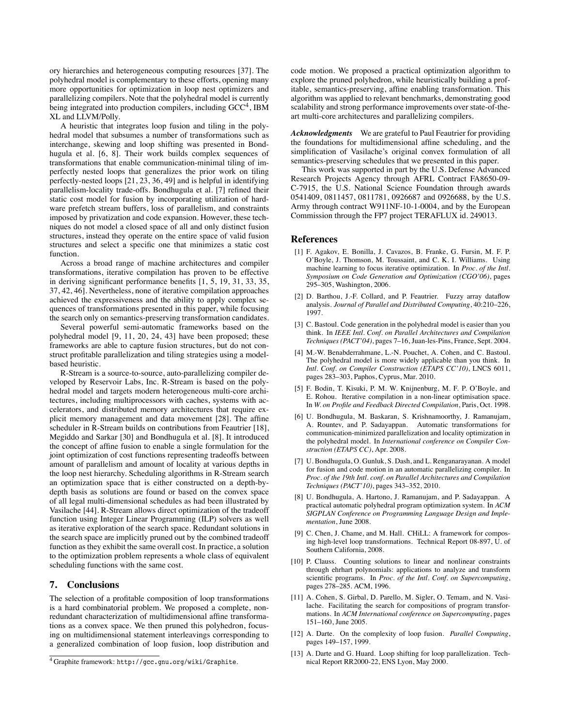ory hierarchies and heterogeneous computing resources [37]. The polyhedral model is complementary to these efforts, opening many more opportunities for optimization in loop nest optimizers and parallelizing compilers. Note that the polyhedral model is currently being integrated into production compilers, including GCC[4], IBM XL and LLVM/Polly.

A heuristic that integrates loop fusion and tiling in the polyhedral model that subsumes a number of transformations such as interchange, skewing and loop shifting was presented in Bondhugula et al. [6, 8]. Their work builds complex sequences of transformations that enable communication-minimal tiling of imperfectly nested loops that generalizes the prior work on tiling perfectly-nested loops [21, 23, 36, 49] and is helpful in identifying parallelism-locality trade-offs. Bondhugula et al. [7] refined their static cost model for fusion by incorporating utilization of hardware prefetch stream buffers, loss of parallelism, and constraints imposed by privatization and code expansion. However, these techniques do not model a closed space of all and only distinct fusion structures, instead they operate on the entire space of valid fusion structures and select a specific one that minimizes a static cost function.

Across a broad range of machine architectures and compiler transformations, iterative compilation has proven to be effective in deriving significant performance benefits [1, 5, 19, 31, 33, 35, 37, 42, 46]. Nevertheless, none of iterative compilation approaches achieved the expressiveness and the ability to apply complex sequences of transformations presented in this paper, while focusing the search only on semantics-preserving transformation candidates.

Several powerful semi-automatic frameworks based on the polyhedral model [9, 11, 20, 24, 43] have been proposed; these frameworks are able to capture fusion structures, but do not construct profitable parallelization and tiling strategies using a model-based heuristic.

R-Stream is a source-to-source, auto-parallelizing compiler developed by Reservoir Labs, Inc. R-Stream is based on the polyhedral model and targets modern heterogeneous multi-core architectures, including multiprocessors with caches, systems with accelerators, and distributed memory architectures that require explicit memory management and data movement [28]. The affine scheduler in R-Stream builds on contributions from Feautrier [18], Megiddo and Sarkar [30] and Bondhugula et al. [8]. It introduced the concept of affine fusion to enable a single formulation for the joint optimization of cost functions representing tradeoffs between amount of parallelism and amount of locality at various depths in the loop nest hierarchy. Scheduling algorithms in R-Stream search an optimization space that is either constructed on a depth-by-depth basis as solutions are found or based on the convex space of all legal multi-dimensional schedules as had been illustrated by Vasilache [44]. R-Stream allows direct optimization of the tradeoff function using Integer Linear Programming (ILP) solvers as well as iterative exploration of the search space. Redundant solutions in the search space are implicitly pruned out by the combined tradeoff function as they exhibit the same overall cost. In practice, a solution to the optimization problem represents a whole class of equivalent scheduling functions with the same cost.

## 7. Conclusions

The selection of a profitable composition of loop transformations is a hard combinatorial problem. We proposed a complete, non-redundant characterization of multidimensional affine transformations as a convex space. We then pruned this polyhedron, focusing on multidimensional statement interleavings corresponding to a generalized combination of loop fusion, loop distribution and code motion. We proposed a practical optimization algorithm to explore the pruned polyhedron, while heuristically building a profitable, semantics-preserving, affine enabling transformation. This algorithm was applied to relevant benchmarks, demonstrating good scalability and strong performance improvements over state-of-the-art multi-core architectures and parallelizing compilers.

***Acknowledgments*** We are grateful to Paul Feautrier for providing the foundations for multidimensional affine scheduling, and the simplification of Vasilache's original convex formulation of all semantics-preserving schedules that we presented in this paper.

This work was supported in part by the U.S. Defense Advanced Research Projects Agency through AFRL Contract FA8650-09-C-7915, the U.S. National Science Foundation through awards 0541409, 0811457, 0811781, 0926687 and 0926688, by the U.S. Army through contract W911NF-10-1-0004, and by the European Commission through the FP7 project TERAFLUX id. 249013.

[4] Graphite framework: http://gcc.gnu.org/wiki/Graphite.

## References

[1] F. Agakov, E. Bonilla, J. Cavazos, B. Franke, G. Fursin, M. F. P. O'Boyle, J. Thomson, M. Toussaint, and C. K. I. Williams. Using machine learning to focus iterative optimization. In *Proc. of the Intl. Symposium on Code Generation and Optimization (CGO'06)*, pages 295–305, Washington, 2006.

[2] D. Barthou, J.-F. Collard, and P. Feautrier. Fuzzy array dataflow analysis. *Journal of Parallel and Distributed Computing*, 40:210–226, 1997.

[3] C. Bastoul. Code generation in the polyhedral model is easier than you think. In *IEEE Intl. Conf. on Parallel Architectures and Compilation Techniques (PACT'04)*, pages 7–16, Juan-les-Pins, France, Sept. 2004.

[4] M.-W. Benabderrahmane, L.-N. Pouchet, A. Cohen, and C. Bastoul. The polyhedral model is more widely applicable than you think. In *Intl. Conf. on Compiler Construction (ETAPS CC'10)*, LNCS 6011, pages 283–303, Paphos, Cyprus, Mar. 2010.

[5] F. Bodin, T. Kisuki, P. M. W. Knijnenburg, M. F. P. O'Boyle, and E. Rohou. Iterative compilation in a non-linear optimisation space. In *W. on Profile and Feedback Directed Compilation*, Paris, Oct. 1998.

[6] U. Bondhugula, M. Baskaran, S. Krishnamoorthy, J. Ramanujam, A. Rountev, and P. Sadayappan. Automatic transformations for communication-minimized parallelization and locality optimization in the polyhedral model. In *International conference on Compiler Construction (ETAPS CC)*, Apr. 2008.

[7] U. Bondhugula, O. Gunluk, S. Dash, and L. Renganarayanan. A model for fusion and code motion in an automatic parallelizing compiler. In *Proc. of the 19th Intl. conf. on Parallel Architectures and Compilation Techniques (PACT'10)*, pages 343–352, 2010.

[8] U. Bondhugula, A. Hartono, J. Ramanujam, and P. Sadayappan. A practical automatic polyhedral program optimization system. In *ACM SIGPLAN Conference on Programming Language Design and Implementation*, June 2008.

[9] C. Chen, J. Chame, and M. Hall. CHiLL: A framework for composing high-level loop transformations. Technical Report 08-897, U. of Southern California, 2008.

[10] P. Clauss. Counting solutions to linear and nonlinear constraints through ehrhart polynomials: applications to analyze and transform scientific programs. In *Proc. of the Intl. Conf. on Supercomputing*, pages 278–285. ACM, 1996.

[11] A. Cohen, S. Girbal, D. Parello, M. Sigler, O. Temam, and N. Vasilache. Facilitating the search for compositions of program transformations. In *ACM International conference on Supercomputing*, pages 151–160, June 2005.

[12] A. Darte. On the complexity of loop fusion. *Parallel Computing*, pages 149–157, 1999.

[13] A. Darte and G. Huard. Loop shifting for loop parallelization. Technical Report RR2000-22, ENS Lyon, May 2000.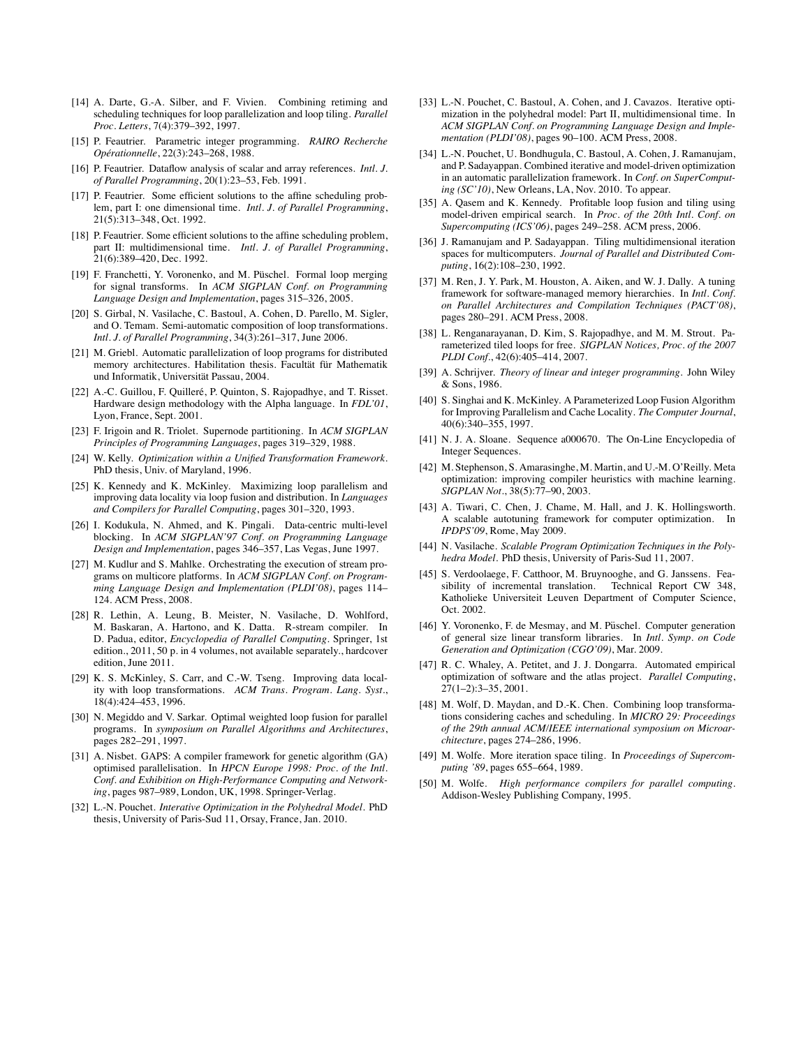[14] A. Darte, G.-A. Silber, and F. Vivien. Combining retiming and scheduling techniques for loop parallelization and loop tiling. *Parallel Proc. Letters*, 7(4):379–392, 1997.

[15] P. Feautrier. Parametric integer programming. *RAIRO Recherche Opérationnelle*, 22(3):243–268, 1988.

[16] P. Feautrier. Dataflow analysis of scalar and array references. *Intl. J. of Parallel Programming*, 20(1):23–53, Feb. 1991.

[17] P. Feautrier. Some efficient solutions to the affine scheduling problem, part I: one dimensional time. *Intl. J. of Parallel Programming*, 21(5):313–348, Oct. 1992.

[18] P. Feautrier. Some efficient solutions to the affine scheduling problem, part II: multidimensional time. *Intl. J. of Parallel Programming*, 21(6):389–420, Dec. 1992.

[19] F. Franchetti, Y. Voronenko, and M. Püschel. Formal loop merging for signal transforms. In *ACM SIGPLAN Conf. on Programming Language Design and Implementation*, pages 315–326, 2005.

[20] S. Girbal, N. Vasilache, C. Bastoul, A. Cohen, D. Parello, M. Sigler, and O. Temam. Semi-automatic composition of loop transformations. *Intl. J. of Parallel Programming*, 34(3):261–317, June 2006.

[21] M. Griebl. Automatic parallelization of loop programs for distributed memory architectures. Habilitation thesis. Facultät für Mathematik und Informatik, Universität Passau, 2004.

[22] A.-C. Guillou, F. Quilleré, P. Quinton, S. Rajopadhye, and T. Risset. Hardware design methodology with the Alpha language. In *FDL'01*, Lyon, France, Sept. 2001.

[23] F. Irigoin and R. Triolet. Supernode partitioning. In *ACM SIGPLAN Principles of Programming Languages*, pages 319–329, 1988.

[24] W. Kelly. *Optimization within a Unified Transformation Framework*. PhD thesis, Univ. of Maryland, 1996.

[25] K. Kennedy and K. McKinley. Maximizing loop parallelism and improving data locality via loop fusion and distribution. In *Languages and Compilers for Parallel Computing*, pages 301–320, 1993.

[26] I. Kodukula, N. Ahmed, and K. Pingali. Data-centric multi-level blocking. In *ACM SIGPLAN'97 Conf. on Programming Language Design and Implementation*, pages 346–357, Las Vegas, June 1997.

[27] M. Kudlur and S. Mahlke. Orchestrating the execution of stream programs on multicore platforms. In *ACM SIGPLAN Conf. on Programming Language Design and Implementation (PLDI'08)*, pages 114–124. ACM Press, 2008.

[28] R. Lethin, A. Leung, B. Meister, N. Vasilache, D. Wohlford, M. Baskaran, A. Hartono, and K. Datta. R-stream compiler. In D. Padua, editor, *Encyclopedia of Parallel Computing*. Springer, 1st edition., 2011, 50 p. in 4 volumes, not available separately., hardcover edition, June 2011.

[29] K. S. McKinley, S. Carr, and C.-W. Tseng. Improving data locality with loop transformations. *ACM Trans. Program. Lang. Syst.*, 18(4):424–453, 1996.

[30] N. Megiddo and V. Sarkar. Optimal weighted loop fusion for parallel programs. In *symposium on Parallel Algorithms and Architectures*, pages 282–291, 1997.

[31] A. Nisbet. GAPS: A compiler framework for genetic algorithm (GA) optimised parallelisation. In *HPCN Europe 1998: Proc. of the Intl. Conf. and Exhibition on High-Performance Computing and Networking*, pages 987–989, London, UK, 1998. Springer-Verlag.

[32] L.-N. Pouchet. *Interative Optimization in the Polyhedral Model*. PhD thesis, University of Paris-Sud 11, Orsay, France, Jan. 2010.

[33] L.-N. Pouchet, C. Bastoul, A. Cohen, and J. Cavazos. Iterative optimization in the polyhedral model: Part II, multidimensional time. In *ACM SIGPLAN Conf. on Programming Language Design and Implementation (PLDI'08)*, pages 90–100. ACM Press, 2008.

[34] L.-N. Pouchet, U. Bondhugula, C. Bastoul, A. Cohen, J. Ramanujam, and P. Sadayappan. Combined iterative and model-driven optimization in an automatic parallelization framework. In *Conf. on SuperComputing (SC'10)*, New Orleans, LA, Nov. 2010. To appear.

[35] A. Qasem and K. Kennedy. Profitable loop fusion and tiling using model-driven empirical search. In *Proc. of the 20th Intl. Conf. on Supercomputing (ICS'06)*, pages 249–258. ACM press, 2006.

[36] J. Ramanujam and P. Sadayappan. Tiling multidimensional iteration spaces for multicomputers. *Journal of Parallel and Distributed Computing*, 16(2):108–230, 1992.

[37] M. Ren, J. Y. Park, M. Houston, A. Aiken, and W. J. Dally. A tuning framework for software-managed memory hierarchies. In *Intl. Conf. on Parallel Architectures and Compilation Techniques (PACT'08)*, pages 280–291. ACM Press, 2008.

[38] L. Renganarayanan, D. Kim, S. Rajopadhye, and M. M. Strout. Parameterized tiled loops for free. *SIGPLAN Notices, Proc. of the 2007 PLDI Conf.*, 42(6):405–414, 2007.

[39] A. Schrijver. *Theory of linear and integer programming*. John Wiley & Sons, 1986.

[40] S. Singhai and K. McKinley. A Parameterized Loop Fusion Algorithm for Improving Parallelism and Cache Locality. *The Computer Journal*, 40(6):340–355, 1997.

[41] N. J. A. Sloane. Sequence a000670. The On-Line Encyclopedia of Integer Sequences.

[42] M. Stephenson, S. Amarasinghe, M. Martin, and U.-M. O'Reilly. Meta optimization: improving compiler heuristics with machine learning. *SIGPLAN Not.*, 38(5):77–90, 2003.

[43] A. Tiwari, C. Chen, J. Chame, M. Hall, and J. K. Hollingsworth. A scalable autotuning framework for computer optimization. In *IPDPS'09*, Rome, May 2009.

[44] N. Vasilache. *Scalable Program Optimization Techniques in the Polyhedra Model*. PhD thesis, University of Paris-Sud 11, 2007.

[45] S. Verdoolaege, F. Catthoor, M. Bruynooghe, and G. Janssens. Feasibility of incremental translation. Technical Report CW 348, Katholieke Universiteit Leuven Department of Computer Science, Oct. 2002.

[46] Y. Voronenko, F. de Mesmay, and M. Püschel. Computer generation of general size linear transform libraries. In *Intl. Symp. on Code Generation and Optimization (CGO'09)*, Mar. 2009.

[47] R. C. Whaley, A. Petitet, and J. J. Dongarra. Automated empirical optimization of software and the atlas project. *Parallel Computing*, 27(1–2):3–35, 2001.

[48] M. Wolf, D. Maydan, and D.-K. Chen. Combining loop transformations considering caches and scheduling. In *MICRO 29: Proceedings of the 29th annual ACM/IEEE international symposium on Microarchitecture*, pages 274–286, 1996.

[49] M. Wolfe. More iteration space tiling. In *Proceedings of Supercomputing '89*, pages 655–664, 1989.

[50] M. Wolfe. *High performance compilers for parallel computing*. Addison-Wesley Publishing Company, 1995.